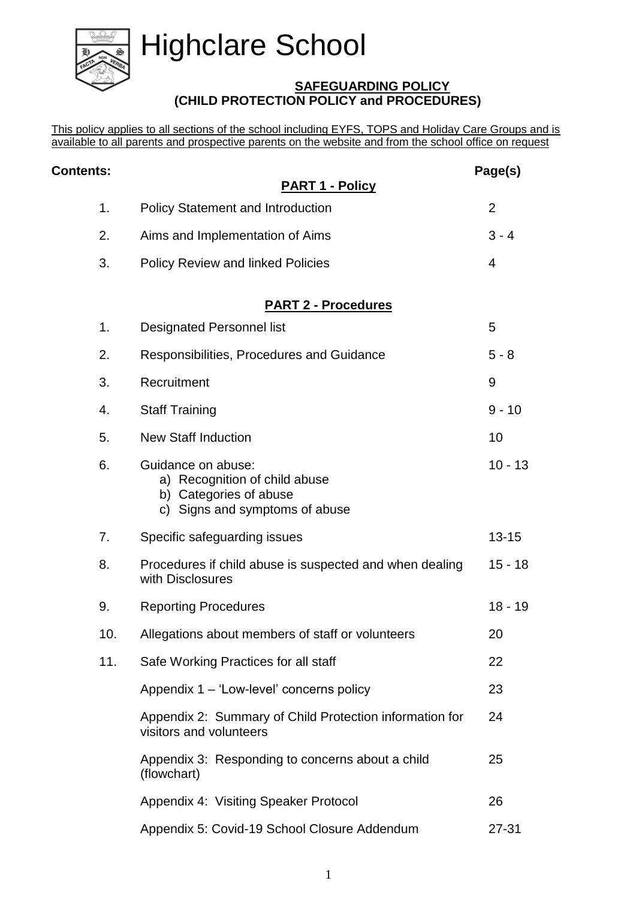# Highclare School

## SAFEGUARDING POLICY
## (CHILD PROTECTION POLICY and PROCEDURES)

This policy applies to all sections of the school including EYFS, TOPS and Holiday Care Groups and is available to all parents and prospective parents on the website and from the school office on request

**Contents:**

| | **PART 1 - Policy** | **Page(s)** |
|---|---|---|
| 1. | Policy Statement and Introduction | 2 |
| 2. | Aims and Implementation of Aims | 3 - 4 |
| 3. | Policy Review and linked Policies | 4 |
| | **PART 2 - Procedures** | |
| 1. | Designated Personnel list | 5 |
| 2. | Responsibilities, Procedures and Guidance | 5 - 8 |
| 3. | Recruitment | 9 |
| 4. | Staff Training | 9 - 10 |
| 5. | New Staff Induction | 10 |
| 6. | Guidance on abuse:<br>a) Recognition of child abuse<br>b) Categories of abuse<br>c) Signs and symptoms of abuse | 10 - 13 |
| 7. | Specific safeguarding issues | 13-15 |
| 8. | Procedures if child abuse is suspected and when dealing with Disclosures | 15 - 18 |
| 9. | Reporting Procedures | 18 - 19 |
| 10. | Allegations about members of staff or volunteers | 20 |
| 11. | Safe Working Practices for all staff | 22 |
| | Appendix 1 – 'Low-level' concerns policy | 23 |
| | Appendix 2: Summary of Child Protection information for visitors and volunteers | 24 |
| | Appendix 3: Responding to concerns about a child (flowchart) | 25 |
| | Appendix 4: Visiting Speaker Protocol | 26 |
| | Appendix 5: Covid-19 School Closure Addendum | 27-31 |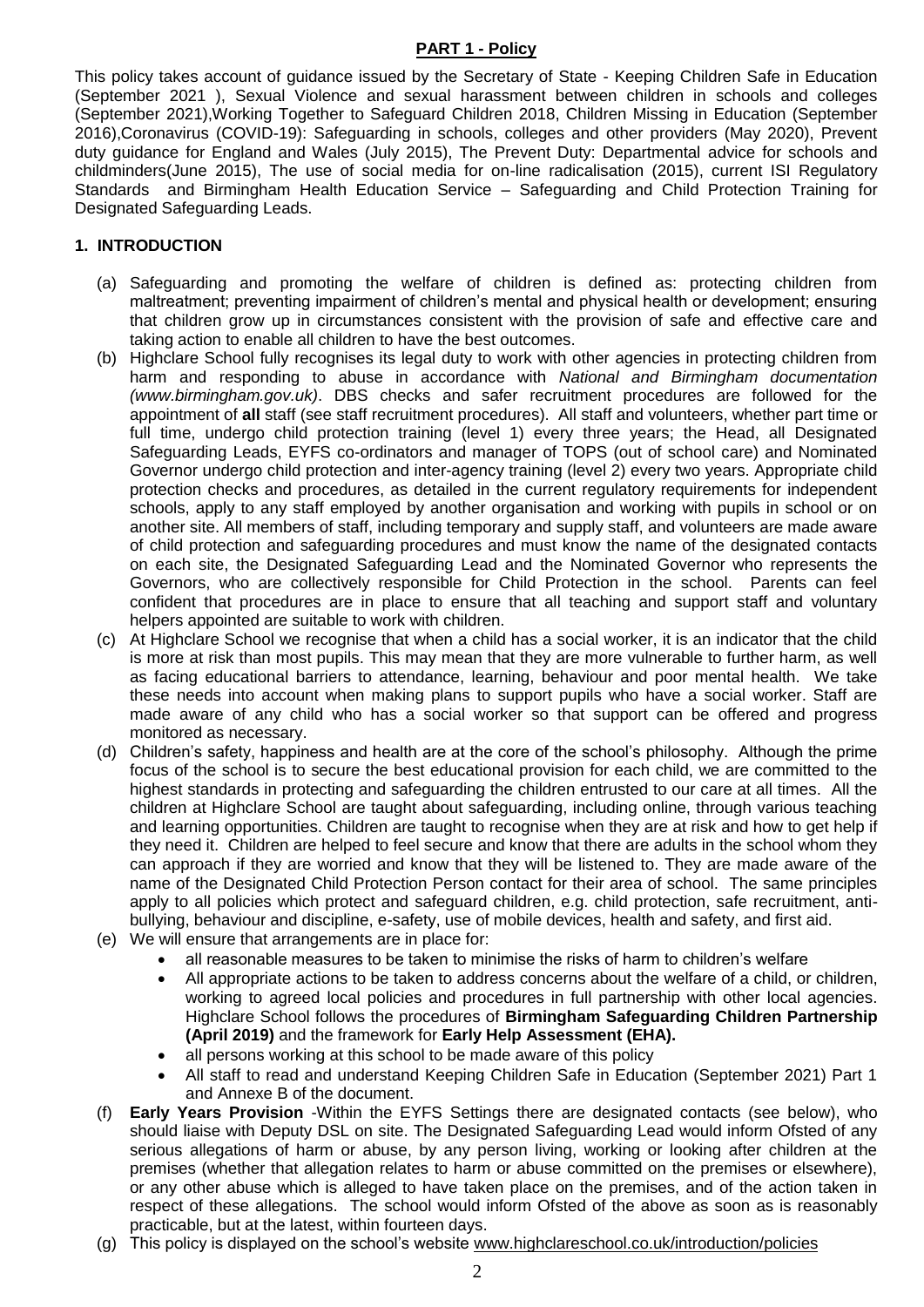## PART 1 - Policy

This policy takes account of guidance issued by the Secretary of State - Keeping Children Safe in Education (September 2021 ), Sexual Violence and sexual harassment between children in schools and colleges (September 2021),Working Together to Safeguard Children 2018, Children Missing in Education (September 2016),Coronavirus (COVID-19): Safeguarding in schools, colleges and other providers (May 2020), Prevent duty guidance for England and Wales (July 2015), The Prevent Duty: Departmental advice for schools and childminders(June 2015), The use of social media for on-line radicalisation (2015), current ISI Regulatory Standards and Birmingham Health Education Service – Safeguarding and Child Protection Training for Designated Safeguarding Leads.

### 1. INTRODUCTION

(a) Safeguarding and promoting the welfare of children is defined as: protecting children from maltreatment; preventing impairment of children's mental and physical health or development; ensuring that children grow up in circumstances consistent with the provision of safe and effective care and taking action to enable all children to have the best outcomes.

(b) Highclare School fully recognises its legal duty to work with other agencies in protecting children from harm and responding to abuse in accordance with *National and Birmingham documentation (www.birmingham.gov.uk)*. DBS checks and safer recruitment procedures are followed for the appointment of **all** staff (see staff recruitment procedures). All staff and volunteers, whether part time or full time, undergo child protection training (level 1) every three years; the Head, all Designated Safeguarding Leads, EYFS co-ordinators and manager of TOPS (out of school care) and Nominated Governor undergo child protection and inter-agency training (level 2) every two years. Appropriate child protection checks and procedures, as detailed in the current regulatory requirements for independent schools, apply to any staff employed by another organisation and working with pupils in school or on another site. All members of staff, including temporary and supply staff, and volunteers are made aware of child protection and safeguarding procedures and must know the name of the designated contacts on each site, the Designated Safeguarding Lead and the Nominated Governor who represents the Governors, who are collectively responsible for Child Protection in the school. Parents can feel confident that procedures are in place to ensure that all teaching and support staff and voluntary helpers appointed are suitable to work with children.

(c) At Highclare School we recognise that when a child has a social worker, it is an indicator that the child is more at risk than most pupils. This may mean that they are more vulnerable to further harm, as well as facing educational barriers to attendance, learning, behaviour and poor mental health. We take these needs into account when making plans to support pupils who have a social worker. Staff are made aware of any child who has a social worker so that support can be offered and progress monitored as necessary.

(d) Children's safety, happiness and health are at the core of the school's philosophy. Although the prime focus of the school is to secure the best educational provision for each child, we are committed to the highest standards in protecting and safeguarding the children entrusted to our care at all times. All the children at Highclare School are taught about safeguarding, including online, through various teaching and learning opportunities. Children are taught to recognise when they are at risk and how to get help if they need it. Children are helped to feel secure and know that there are adults in the school whom they can approach if they are worried and know that they will be listened to. They are made aware of the name of the Designated Child Protection Person contact for their area of school. The same principles apply to all policies which protect and safeguard children, e.g. child protection, safe recruitment, anti-bullying, behaviour and discipline, e-safety, use of mobile devices, health and safety, and first aid.

(e) We will ensure that arrangements are in place for:

- all reasonable measures to be taken to minimise the risks of harm to children's welfare
- All appropriate actions to be taken to address concerns about the welfare of a child, or children, working to agreed local policies and procedures in full partnership with other local agencies. Highclare School follows the procedures of **Birmingham Safeguarding Children Partnership (April 2019)** and the framework for **Early Help Assessment (EHA).**
- all persons working at this school to be made aware of this policy
- All staff to read and understand Keeping Children Safe in Education (September 2021) Part 1 and Annexe B of the document.

(f) **Early Years Provision** -Within the EYFS Settings there are designated contacts (see below), who should liaise with Deputy DSL on site. The Designated Safeguarding Lead would inform Ofsted of any serious allegations of harm or abuse, by any person living, working or looking after children at the premises (whether that allegation relates to harm or abuse committed on the premises or elsewhere), or any other abuse which is alleged to have taken place on the premises, and of the action taken in respect of these allegations. The school would inform Ofsted of the above as soon as is reasonably practicable, but at the latest, within fourteen days.

(g) This policy is displayed on the school's website www.highclareschool.co.uk/introduction/policies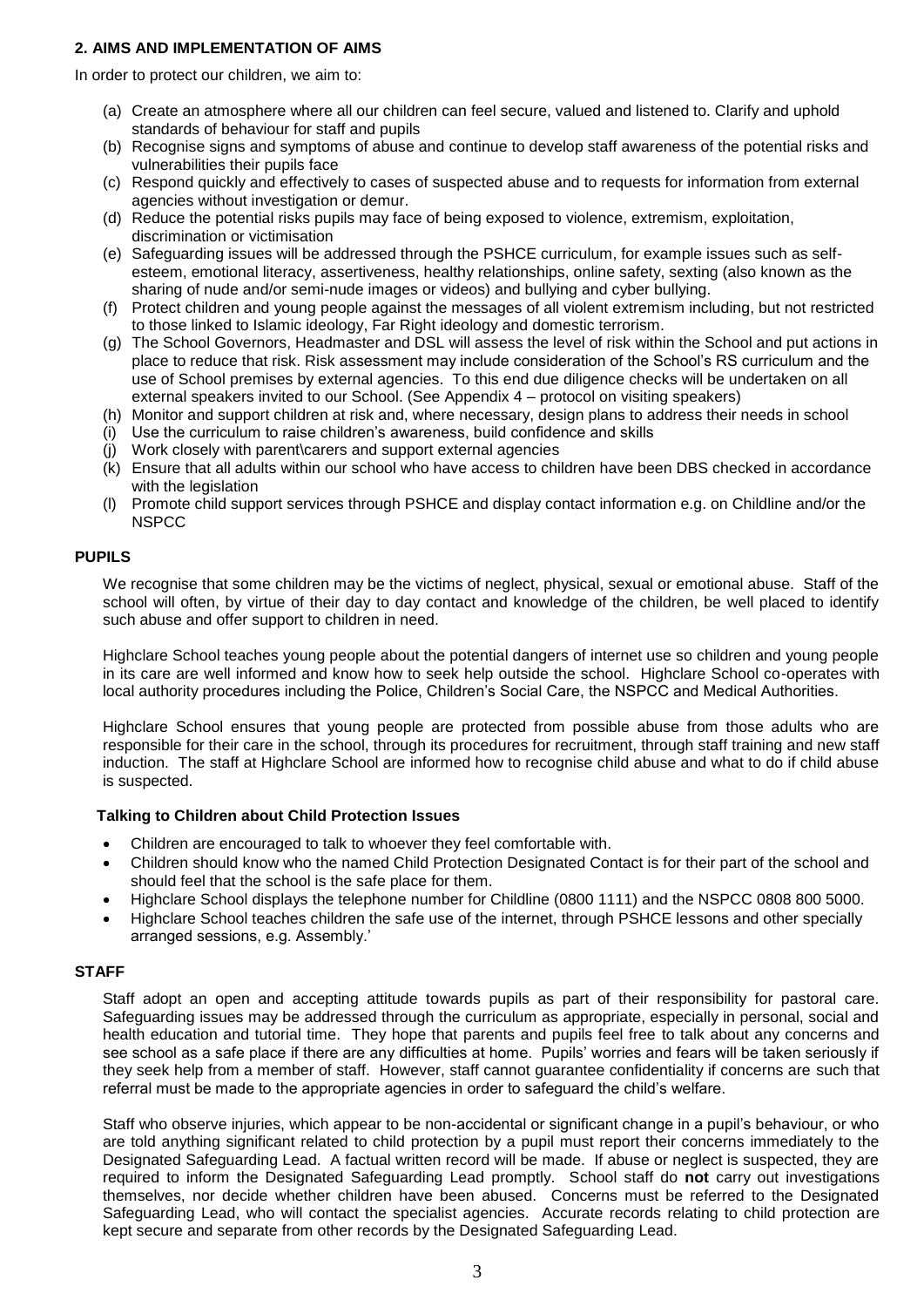## 2. AIMS AND IMPLEMENTATION OF AIMS

In order to protect our children, we aim to:

(a) Create an atmosphere where all our children can feel secure, valued and listened to. Clarify and uphold standards of behaviour for staff and pupils
(b) Recognise signs and symptoms of abuse and continue to develop staff awareness of the potential risks and vulnerabilities their pupils face
(c) Respond quickly and effectively to cases of suspected abuse and to requests for information from external agencies without investigation or demur.
(d) Reduce the potential risks pupils may face of being exposed to violence, extremism, exploitation, discrimination or victimisation
(e) Safeguarding issues will be addressed through the PSHCE curriculum, for example issues such as self-esteem, emotional literacy, assertiveness, healthy relationships, online safety, sexting (also known as the sharing of nude and/or semi-nude images or videos) and bullying and cyber bullying.
(f) Protect children and young people against the messages of all violent extremism including, but not restricted to those linked to Islamic ideology, Far Right ideology and domestic terrorism.
(g) The School Governors, Headmaster and DSL will assess the level of risk within the School and put actions in place to reduce that risk. Risk assessment may include consideration of the School's RS curriculum and the use of School premises by external agencies. To this end due diligence checks will be undertaken on all external speakers invited to our School. (See Appendix 4 – protocol on visiting speakers)
(h) Monitor and support children at risk and, where necessary, design plans to address their needs in school
(i) Use the curriculum to raise children's awareness, build confidence and skills
(j) Work closely with parent\carers and support external agencies
(k) Ensure that all adults within our school who have access to children have been DBS checked in accordance with the legislation
(l) Promote child support services through PSHCE and display contact information e.g. on Childline and/or the NSPCC

## PUPILS

We recognise that some children may be the victims of neglect, physical, sexual or emotional abuse. Staff of the school will often, by virtue of their day to day contact and knowledge of the children, be well placed to identify such abuse and offer support to children in need.

Highclare School teaches young people about the potential dangers of internet use so children and young people in its care are well informed and know how to seek help outside the school. Highclare School co-operates with local authority procedures including the Police, Children's Social Care, the NSPCC and Medical Authorities.

Highclare School ensures that young people are protected from possible abuse from those adults who are responsible for their care in the school, through its procedures for recruitment, through staff training and new staff induction. The staff at Highclare School are informed how to recognise child abuse and what to do if child abuse is suspected.

### Talking to Children about Child Protection Issues

- Children are encouraged to talk to whoever they feel comfortable with.
- Children should know who the named Child Protection Designated Contact is for their part of the school and should feel that the school is the safe place for them.
- Highclare School displays the telephone number for Childline (0800 1111) and the NSPCC 0808 800 5000.
- Highclare School teaches children the safe use of the internet, through PSHCE lessons and other specially arranged sessions, e.g. Assembly.'

## STAFF

Staff adopt an open and accepting attitude towards pupils as part of their responsibility for pastoral care. Safeguarding issues may be addressed through the curriculum as appropriate, especially in personal, social and health education and tutorial time. They hope that parents and pupils feel free to talk about any concerns and see school as a safe place if there are any difficulties at home. Pupils' worries and fears will be taken seriously if they seek help from a member of staff. However, staff cannot guarantee confidentiality if concerns are such that referral must be made to the appropriate agencies in order to safeguard the child's welfare.

Staff who observe injuries, which appear to be non-accidental or significant change in a pupil's behaviour, or who are told anything significant related to child protection by a pupil must report their concerns immediately to the Designated Safeguarding Lead. A factual written record will be made. If abuse or neglect is suspected, they are required to inform the Designated Safeguarding Lead promptly. School staff do **not** carry out investigations themselves, nor decide whether children have been abused. Concerns must be referred to the Designated Safeguarding Lead, who will contact the specialist agencies. Accurate records relating to child protection are kept secure and separate from other records by the Designated Safeguarding Lead.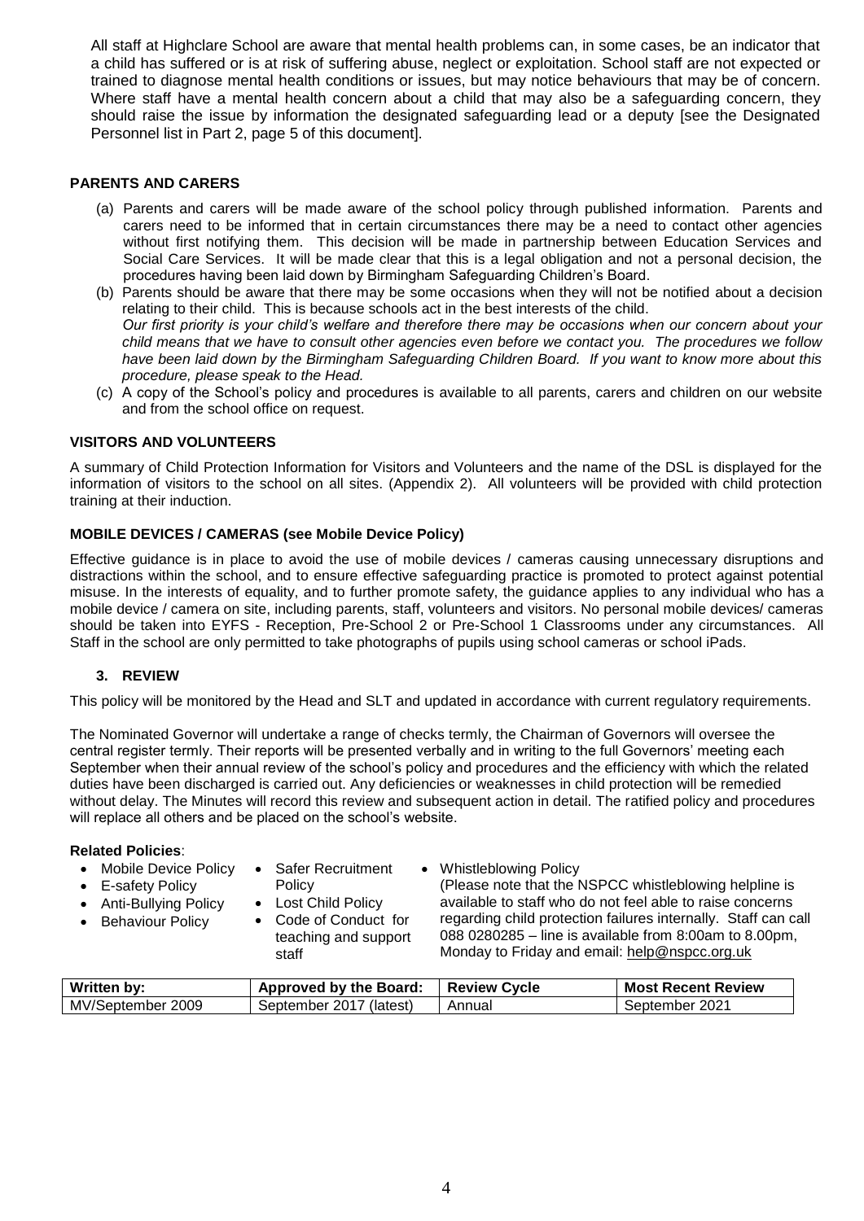All staff at Highclare School are aware that mental health problems can, in some cases, be an indicator that a child has suffered or is at risk of suffering abuse, neglect or exploitation. School staff are not expected or trained to diagnose mental health conditions or issues, but may notice behaviours that may be of concern. Where staff have a mental health concern about a child that may also be a safeguarding concern, they should raise the issue by information the designated safeguarding lead or a deputy [see the Designated Personnel list in Part 2, page 5 of this document].

**PARENTS AND CARERS**

(a) Parents and carers will be made aware of the school policy through published information. Parents and carers need to be informed that in certain circumstances there may be a need to contact other agencies without first notifying them. This decision will be made in partnership between Education Services and Social Care Services. It will be made clear that this is a legal obligation and not a personal decision, the procedures having been laid down by Birmingham Safeguarding Children's Board.

(b) Parents should be aware that there may be some occasions when they will not be notified about a decision relating to their child. This is because schools act in the best interests of the child.
*Our first priority is your child's welfare and therefore there may be occasions when our concern about your child means that we have to consult other agencies even before we contact you. The procedures we follow have been laid down by the Birmingham Safeguarding Children Board. If you want to know more about this procedure, please speak to the Head.*

(c) A copy of the School's policy and procedures is available to all parents, carers and children on our website and from the school office on request.

**VISITORS AND VOLUNTEERS**

A summary of Child Protection Information for Visitors and Volunteers and the name of the DSL is displayed for the information of visitors to the school on all sites. (Appendix 2). All volunteers will be provided with child protection training at their induction.

**MOBILE DEVICES / CAMERAS (see Mobile Device Policy)**

Effective guidance is in place to avoid the use of mobile devices / cameras causing unnecessary disruptions and distractions within the school, and to ensure effective safeguarding practice is promoted to protect against potential misuse. In the interests of equality, and to further promote safety, the guidance applies to any individual who has a mobile device / camera on site, including parents, staff, volunteers and visitors. No personal mobile devices/ cameras should be taken into EYFS - Reception, Pre-School 2 or Pre-School 1 Classrooms under any circumstances. All Staff in the school are only permitted to take photographs of pupils using school cameras or school iPads.

## 3. REVIEW

This policy will be monitored by the Head and SLT and updated in accordance with current regulatory requirements.

The Nominated Governor will undertake a range of checks termly, the Chairman of Governors will oversee the central register termly. Their reports will be presented verbally and in writing to the full Governors' meeting each September when their annual review of the school's policy and procedures and the efficiency with which the related duties have been discharged is carried out. Any deficiencies or weaknesses in child protection will be remedied without delay. The Minutes will record this review and subsequent action in detail. The ratified policy and procedures will replace all others and be placed on the school's website.

**Related Policies**:

- Mobile Device Policy
- E-safety Policy
- Anti-Bullying Policy
- Behaviour Policy
- Safer Recruitment Policy
- Lost Child Policy
- Code of Conduct for teaching and support staff
- Whistleblowing Policy
  (Please note that the NSPCC whistleblowing helpline is available to staff who do not feel able to raise concerns regarding child protection failures internally. Staff can call 088 0280285 – line is available from 8:00am to 8.00pm, Monday to Friday and email: help@nspcc.org.uk

| Written by: | Approved by the Board: | Review Cycle | Most Recent Review |
|---|---|---|---|
| MV/September 2009 | September 2017 (latest) | Annual | September 2021 |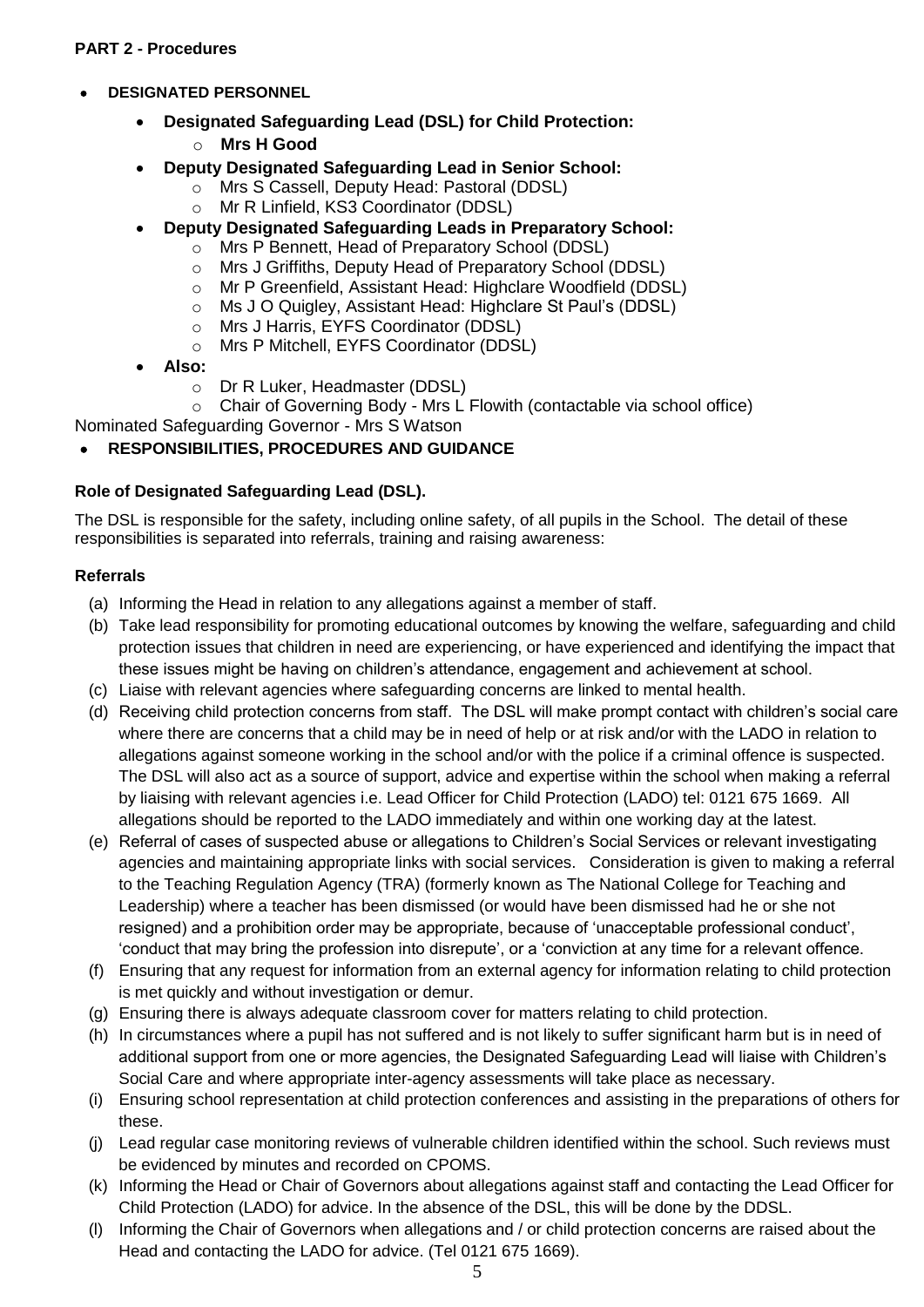**PART 2 - Procedures**

- **DESIGNATED PERSONNEL**
  - **Designated Safeguarding Lead (DSL) for Child Protection:**
    - **Mrs H Good**
  - **Deputy Designated Safeguarding Lead in Senior School:**
    - Mrs S Cassell, Deputy Head: Pastoral (DDSL)
    - Mr R Linfield, KS3 Coordinator (DDSL)
  - **Deputy Designated Safeguarding Leads in Preparatory School:**
    - Mrs P Bennett, Head of Preparatory School (DDSL)
    - Mrs J Griffiths, Deputy Head of Preparatory School (DDSL)
    - Mr P Greenfield, Assistant Head: Highclare Woodfield (DDSL)
    - Ms J O Quigley, Assistant Head: Highclare St Paul's (DDSL)
    - Mrs J Harris, EYFS Coordinator (DDSL)
    - Mrs P Mitchell, EYFS Coordinator (DDSL)
  - **Also:**
    - Dr R Luker, Headmaster (DDSL)
    - Chair of Governing Body - Mrs L Flowith (contactable via school office)

Nominated Safeguarding Governor - Mrs S Watson

- **RESPONSIBILITIES, PROCEDURES AND GUIDANCE**

**Role of Designated Safeguarding Lead (DSL).**

The DSL is responsible for the safety, including online safety, of all pupils in the School. The detail of these responsibilities is separated into referrals, training and raising awareness:

**Referrals**

(a) Informing the Head in relation to any allegations against a member of staff.

(b) Take lead responsibility for promoting educational outcomes by knowing the welfare, safeguarding and child protection issues that children in need are experiencing, or have experienced and identifying the impact that these issues might be having on children's attendance, engagement and achievement at school.

(c) Liaise with relevant agencies where safeguarding concerns are linked to mental health.

(d) Receiving child protection concerns from staff. The DSL will make prompt contact with children's social care where there are concerns that a child may be in need of help or at risk and/or with the LADO in relation to allegations against someone working in the school and/or with the police if a criminal offence is suspected. The DSL will also act as a source of support, advice and expertise within the school when making a referral by liaising with relevant agencies i.e. Lead Officer for Child Protection (LADO) tel: 0121 675 1669. All allegations should be reported to the LADO immediately and within one working day at the latest.

(e) Referral of cases of suspected abuse or allegations to Children's Social Services or relevant investigating agencies and maintaining appropriate links with social services. Consideration is given to making a referral to the Teaching Regulation Agency (TRA) (formerly known as The National College for Teaching and Leadership) where a teacher has been dismissed (or would have been dismissed had he or she not resigned) and a prohibition order may be appropriate, because of 'unacceptable professional conduct', 'conduct that may bring the profession into disrepute', or a 'conviction at any time for a relevant offence.

(f) Ensuring that any request for information from an external agency for information relating to child protection is met quickly and without investigation or demur.

(g) Ensuring there is always adequate classroom cover for matters relating to child protection.

(h) In circumstances where a pupil has not suffered and is not likely to suffer significant harm but is in need of additional support from one or more agencies, the Designated Safeguarding Lead will liaise with Children's Social Care and where appropriate inter-agency assessments will take place as necessary.

(i) Ensuring school representation at child protection conferences and assisting in the preparations of others for these.

(j) Lead regular case monitoring reviews of vulnerable children identified within the school. Such reviews must be evidenced by minutes and recorded on CPOMS.

(k) Informing the Head or Chair of Governors about allegations against staff and contacting the Lead Officer for Child Protection (LADO) for advice. In the absence of the DSL, this will be done by the DDSL.

(l) Informing the Chair of Governors when allegations and / or child protection concerns are raised about the Head and contacting the LADO for advice. (Tel 0121 675 1669).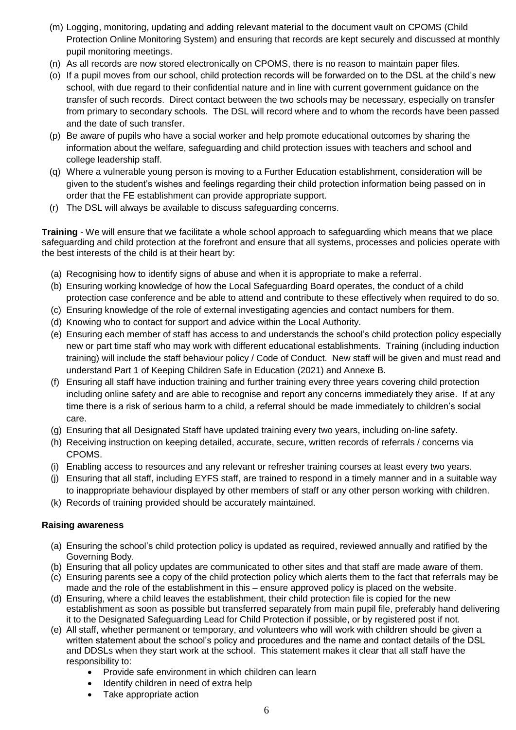(m) Logging, monitoring, updating and adding relevant material to the document vault on CPOMS (Child Protection Online Monitoring System) and ensuring that records are kept securely and discussed at monthly pupil monitoring meetings.
(n) As all records are now stored electronically on CPOMS, there is no reason to maintain paper files.
(o) If a pupil moves from our school, child protection records will be forwarded on to the DSL at the child's new school, with due regard to their confidential nature and in line with current government guidance on the transfer of such records. Direct contact between the two schools may be necessary, especially on transfer from primary to secondary schools. The DSL will record where and to whom the records have been passed and the date of such transfer.
(p) Be aware of pupils who have a social worker and help promote educational outcomes by sharing the information about the welfare, safeguarding and child protection issues with teachers and school and college leadership staff.
(q) Where a vulnerable young person is moving to a Further Education establishment, consideration will be given to the student's wishes and feelings regarding their child protection information being passed on in order that the FE establishment can provide appropriate support.
(r) The DSL will always be available to discuss safeguarding concerns.

**Training** - We will ensure that we facilitate a whole school approach to safeguarding which means that we place safeguarding and child protection at the forefront and ensure that all systems, processes and policies operate with the best interests of the child is at their heart by:

(a) Recognising how to identify signs of abuse and when it is appropriate to make a referral.
(b) Ensuring working knowledge of how the Local Safeguarding Board operates, the conduct of a child protection case conference and be able to attend and contribute to these effectively when required to do so.
(c) Ensuring knowledge of the role of external investigating agencies and contact numbers for them.
(d) Knowing who to contact for support and advice within the Local Authority.
(e) Ensuring each member of staff has access to and understands the school's child protection policy especially new or part time staff who may work with different educational establishments. Training (including induction training) will include the staff behaviour policy / Code of Conduct. New staff will be given and must read and understand Part 1 of Keeping Children Safe in Education (2021) and Annexe B.
(f) Ensuring all staff have induction training and further training every three years covering child protection including online safety and are able to recognise and report any concerns immediately they arise. If at any time there is a risk of serious harm to a child, a referral should be made immediately to children's social care.
(g) Ensuring that all Designated Staff have updated training every two years, including on-line safety.
(h) Receiving instruction on keeping detailed, accurate, secure, written records of referrals / concerns via CPOMS.
(i) Enabling access to resources and any relevant or refresher training courses at least every two years.
(j) Ensuring that all staff, including EYFS staff, are trained to respond in a timely manner and in a suitable way to inappropriate behaviour displayed by other members of staff or any other person working with children.
(k) Records of training provided should be accurately maintained.

**Raising awareness**

(a) Ensuring the school's child protection policy is updated as required, reviewed annually and ratified by the Governing Body.
(b) Ensuring that all policy updates are communicated to other sites and that staff are made aware of them.
(c) Ensuring parents see a copy of the child protection policy which alerts them to the fact that referrals may be made and the role of the establishment in this – ensure approved policy is placed on the website.
(d) Ensuring, where a child leaves the establishment, their child protection file is copied for the new establishment as soon as possible but transferred separately from main pupil file, preferably hand delivering it to the Designated Safeguarding Lead for Child Protection if possible, or by registered post if not.
(e) All staff, whether permanent or temporary, and volunteers who will work with children should be given a written statement about the school's policy and procedures and the name and contact details of the DSL and DDSLs when they start work at the school. This statement makes it clear that all staff have the responsibility to:
    - Provide safe environment in which children can learn
    - Identify children in need of extra help
    - Take appropriate action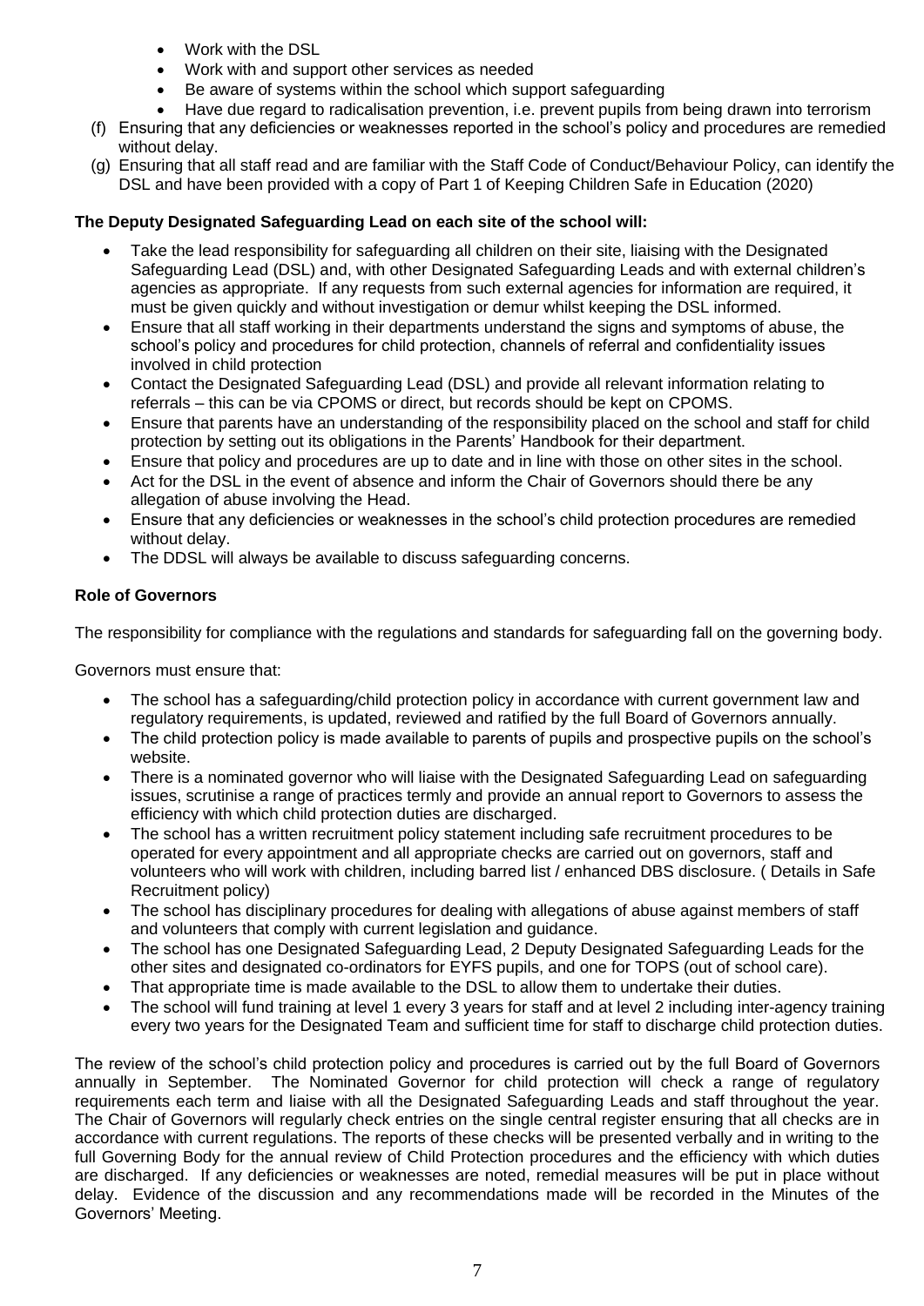- Work with the DSL
- Work with and support other services as needed
- Be aware of systems within the school which support safeguarding
- Have due regard to radicalisation prevention, i.e. prevent pupils from being drawn into terrorism

(f) Ensuring that any deficiencies or weaknesses reported in the school's policy and procedures are remedied without delay.

(g) Ensuring that all staff read and are familiar with the Staff Code of Conduct/Behaviour Policy, can identify the DSL and have been provided with a copy of Part 1 of Keeping Children Safe in Education (2020)

**The Deputy Designated Safeguarding Lead on each site of the school will:**

- Take the lead responsibility for safeguarding all children on their site, liaising with the Designated Safeguarding Lead (DSL) and, with other Designated Safeguarding Leads and with external children's agencies as appropriate. If any requests from such external agencies for information are required, it must be given quickly and without investigation or demur whilst keeping the DSL informed.
- Ensure that all staff working in their departments understand the signs and symptoms of abuse, the school's policy and procedures for child protection, channels of referral and confidentiality issues involved in child protection
- Contact the Designated Safeguarding Lead (DSL) and provide all relevant information relating to referrals – this can be via CPOMS or direct, but records should be kept on CPOMS.
- Ensure that parents have an understanding of the responsibility placed on the school and staff for child protection by setting out its obligations in the Parents' Handbook for their department.
- Ensure that policy and procedures are up to date and in line with those on other sites in the school.
- Act for the DSL in the event of absence and inform the Chair of Governors should there be any allegation of abuse involving the Head.
- Ensure that any deficiencies or weaknesses in the school's child protection procedures are remedied without delay.
- The DDSL will always be available to discuss safeguarding concerns.

**Role of Governors**

The responsibility for compliance with the regulations and standards for safeguarding fall on the governing body.

Governors must ensure that:

- The school has a safeguarding/child protection policy in accordance with current government law and regulatory requirements, is updated, reviewed and ratified by the full Board of Governors annually.
- The child protection policy is made available to parents of pupils and prospective pupils on the school's website.
- There is a nominated governor who will liaise with the Designated Safeguarding Lead on safeguarding issues, scrutinise a range of practices termly and provide an annual report to Governors to assess the efficiency with which child protection duties are discharged.
- The school has a written recruitment policy statement including safe recruitment procedures to be operated for every appointment and all appropriate checks are carried out on governors, staff and volunteers who will work with children, including barred list / enhanced DBS disclosure. ( Details in Safe Recruitment policy)
- The school has disciplinary procedures for dealing with allegations of abuse against members of staff and volunteers that comply with current legislation and guidance.
- The school has one Designated Safeguarding Lead, 2 Deputy Designated Safeguarding Leads for the other sites and designated co-ordinators for EYFS pupils, and one for TOPS (out of school care).
- That appropriate time is made available to the DSL to allow them to undertake their duties.
- The school will fund training at level 1 every 3 years for staff and at level 2 including inter-agency training every two years for the Designated Team and sufficient time for staff to discharge child protection duties.

The review of the school's child protection policy and procedures is carried out by the full Board of Governors annually in September. The Nominated Governor for child protection will check a range of regulatory requirements each term and liaise with all the Designated Safeguarding Leads and staff throughout the year. The Chair of Governors will regularly check entries on the single central register ensuring that all checks are in accordance with current regulations. The reports of these checks will be presented verbally and in writing to the full Governing Body for the annual review of Child Protection procedures and the efficiency with which duties are discharged. If any deficiencies or weaknesses are noted, remedial measures will be put in place without delay. Evidence of the discussion and any recommendations made will be recorded in the Minutes of the Governors' Meeting.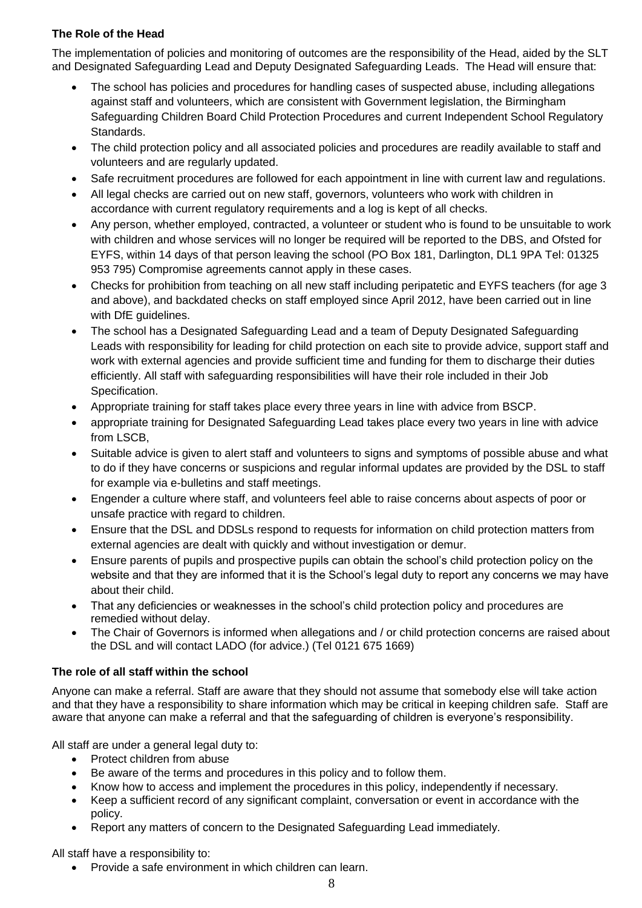**The Role of the Head**

The implementation of policies and monitoring of outcomes are the responsibility of the Head, aided by the SLT and Designated Safeguarding Lead and Deputy Designated Safeguarding Leads. The Head will ensure that:

- The school has policies and procedures for handling cases of suspected abuse, including allegations against staff and volunteers, which are consistent with Government legislation, the Birmingham Safeguarding Children Board Child Protection Procedures and current Independent School Regulatory Standards.
- The child protection policy and all associated policies and procedures are readily available to staff and volunteers and are regularly updated.
- Safe recruitment procedures are followed for each appointment in line with current law and regulations.
- All legal checks are carried out on new staff, governors, volunteers who work with children in accordance with current regulatory requirements and a log is kept of all checks.
- Any person, whether employed, contracted, a volunteer or student who is found to be unsuitable to work with children and whose services will no longer be required will be reported to the DBS, and Ofsted for EYFS, within 14 days of that person leaving the school (PO Box 181, Darlington, DL1 9PA Tel: 01325 953 795) Compromise agreements cannot apply in these cases.
- Checks for prohibition from teaching on all new staff including peripatetic and EYFS teachers (for age 3 and above), and backdated checks on staff employed since April 2012, have been carried out in line with DfE guidelines.
- The school has a Designated Safeguarding Lead and a team of Deputy Designated Safeguarding Leads with responsibility for leading for child protection on each site to provide advice, support staff and work with external agencies and provide sufficient time and funding for them to discharge their duties efficiently. All staff with safeguarding responsibilities will have their role included in their Job Specification.
- Appropriate training for staff takes place every three years in line with advice from BSCP.
- appropriate training for Designated Safeguarding Lead takes place every two years in line with advice from LSCB,
- Suitable advice is given to alert staff and volunteers to signs and symptoms of possible abuse and what to do if they have concerns or suspicions and regular informal updates are provided by the DSL to staff for example via e-bulletins and staff meetings.
- Engender a culture where staff, and volunteers feel able to raise concerns about aspects of poor or unsafe practice with regard to children.
- Ensure that the DSL and DDSLs respond to requests for information on child protection matters from external agencies are dealt with quickly and without investigation or demur.
- Ensure parents of pupils and prospective pupils can obtain the school's child protection policy on the website and that they are informed that it is the School's legal duty to report any concerns we may have about their child.
- That any deficiencies or weaknesses in the school's child protection policy and procedures are remedied without delay.
- The Chair of Governors is informed when allegations and / or child protection concerns are raised about the DSL and will contact LADO (for advice.) (Tel 0121 675 1669)

**The role of all staff within the school**

Anyone can make a referral. Staff are aware that they should not assume that somebody else will take action and that they have a responsibility to share information which may be critical in keeping children safe. Staff are aware that anyone can make a referral and that the safeguarding of children is everyone's responsibility.

All staff are under a general legal duty to:

- Protect children from abuse
- Be aware of the terms and procedures in this policy and to follow them.
- Know how to access and implement the procedures in this policy, independently if necessary.
- Keep a sufficient record of any significant complaint, conversation or event in accordance with the policy.
- Report any matters of concern to the Designated Safeguarding Lead immediately.

All staff have a responsibility to:

- Provide a safe environment in which children can learn.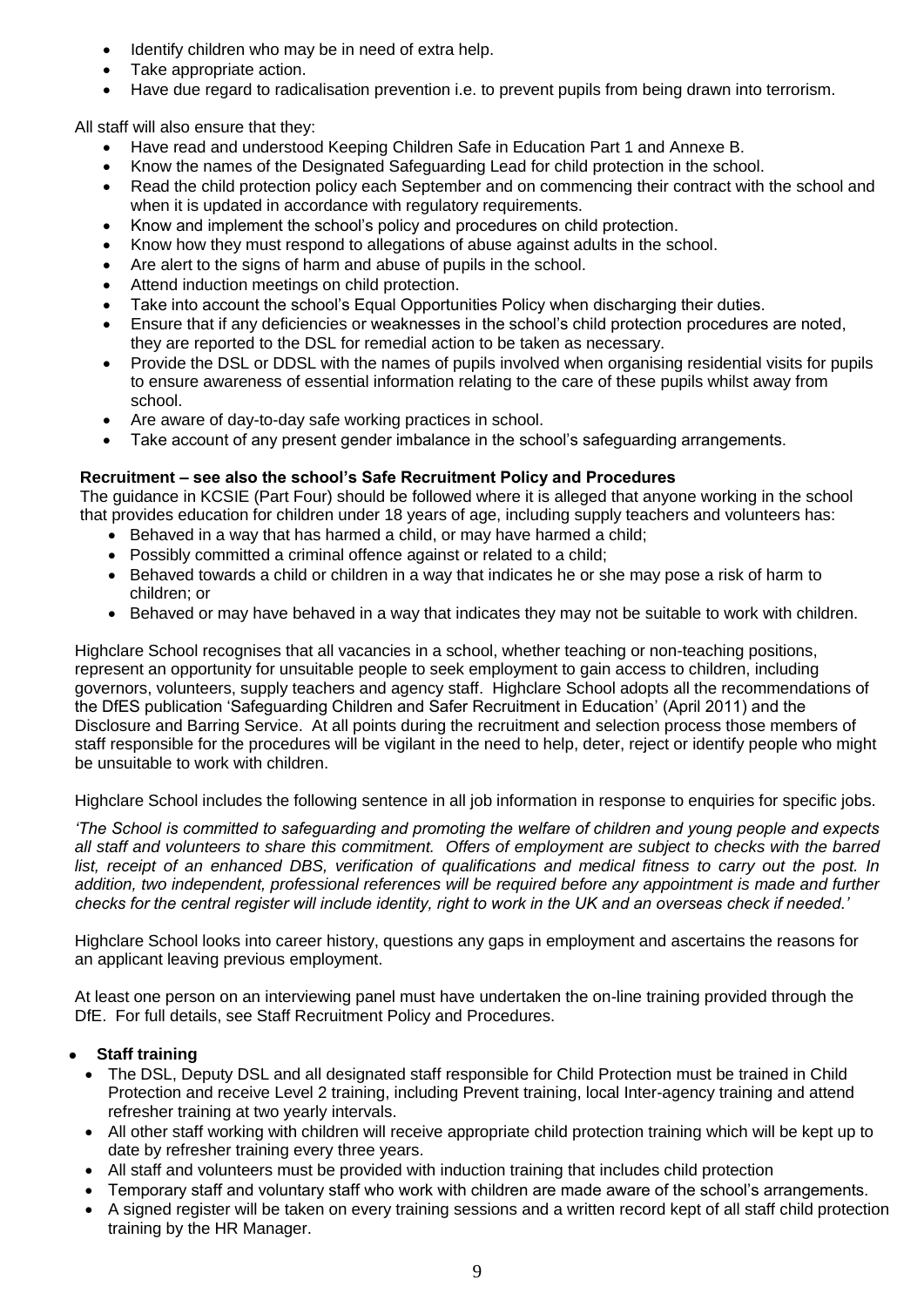- Identify children who may be in need of extra help.
- Take appropriate action.
- Have due regard to radicalisation prevention i.e. to prevent pupils from being drawn into terrorism.

All staff will also ensure that they:

- Have read and understood Keeping Children Safe in Education Part 1 and Annexe B.
- Know the names of the Designated Safeguarding Lead for child protection in the school.
- Read the child protection policy each September and on commencing their contract with the school and when it is updated in accordance with regulatory requirements.
- Know and implement the school's policy and procedures on child protection.
- Know how they must respond to allegations of abuse against adults in the school.
- Are alert to the signs of harm and abuse of pupils in the school.
- Attend induction meetings on child protection.
- Take into account the school's Equal Opportunities Policy when discharging their duties.
- Ensure that if any deficiencies or weaknesses in the school's child protection procedures are noted, they are reported to the DSL for remedial action to be taken as necessary.
- Provide the DSL or DDSL with the names of pupils involved when organising residential visits for pupils to ensure awareness of essential information relating to the care of these pupils whilst away from school.
- Are aware of day-to-day safe working practices in school.
- Take account of any present gender imbalance in the school's safeguarding arrangements.

**Recruitment – see also the school's Safe Recruitment Policy and Procedures**

The guidance in KCSIE (Part Four) should be followed where it is alleged that anyone working in the school that provides education for children under 18 years of age, including supply teachers and volunteers has:

- Behaved in a way that has harmed a child, or may have harmed a child;
- Possibly committed a criminal offence against or related to a child;
- Behaved towards a child or children in a way that indicates he or she may pose a risk of harm to children; or
- Behaved or may have behaved in a way that indicates they may not be suitable to work with children.

Highclare School recognises that all vacancies in a school, whether teaching or non-teaching positions, represent an opportunity for unsuitable people to seek employment to gain access to children, including governors, volunteers, supply teachers and agency staff. Highclare School adopts all the recommendations of the DfES publication 'Safeguarding Children and Safer Recruitment in Education' (April 2011) and the Disclosure and Barring Service. At all points during the recruitment and selection process those members of staff responsible for the procedures will be vigilant in the need to help, deter, reject or identify people who might be unsuitable to work with children.

Highclare School includes the following sentence in all job information in response to enquiries for specific jobs.

*'The School is committed to safeguarding and promoting the welfare of children and young people and expects all staff and volunteers to share this commitment. Offers of employment are subject to checks with the barred list, receipt of an enhanced DBS, verification of qualifications and medical fitness to carry out the post. In addition, two independent, professional references will be required before any appointment is made and further checks for the central register will include identity, right to work in the UK and an overseas check if needed.'*

Highclare School looks into career history, questions any gaps in employment and ascertains the reasons for an applicant leaving previous employment.

At least one person on an interviewing panel must have undertaken the on-line training provided through the DfE. For full details, see Staff Recruitment Policy and Procedures.

- **Staff training**
  - The DSL, Deputy DSL and all designated staff responsible for Child Protection must be trained in Child Protection and receive Level 2 training, including Prevent training, local Inter-agency training and attend refresher training at two yearly intervals.
  - All other staff working with children will receive appropriate child protection training which will be kept up to date by refresher training every three years.
  - All staff and volunteers must be provided with induction training that includes child protection
  - Temporary staff and voluntary staff who work with children are made aware of the school's arrangements.
  - A signed register will be taken on every training sessions and a written record kept of all staff child protection training by the HR Manager.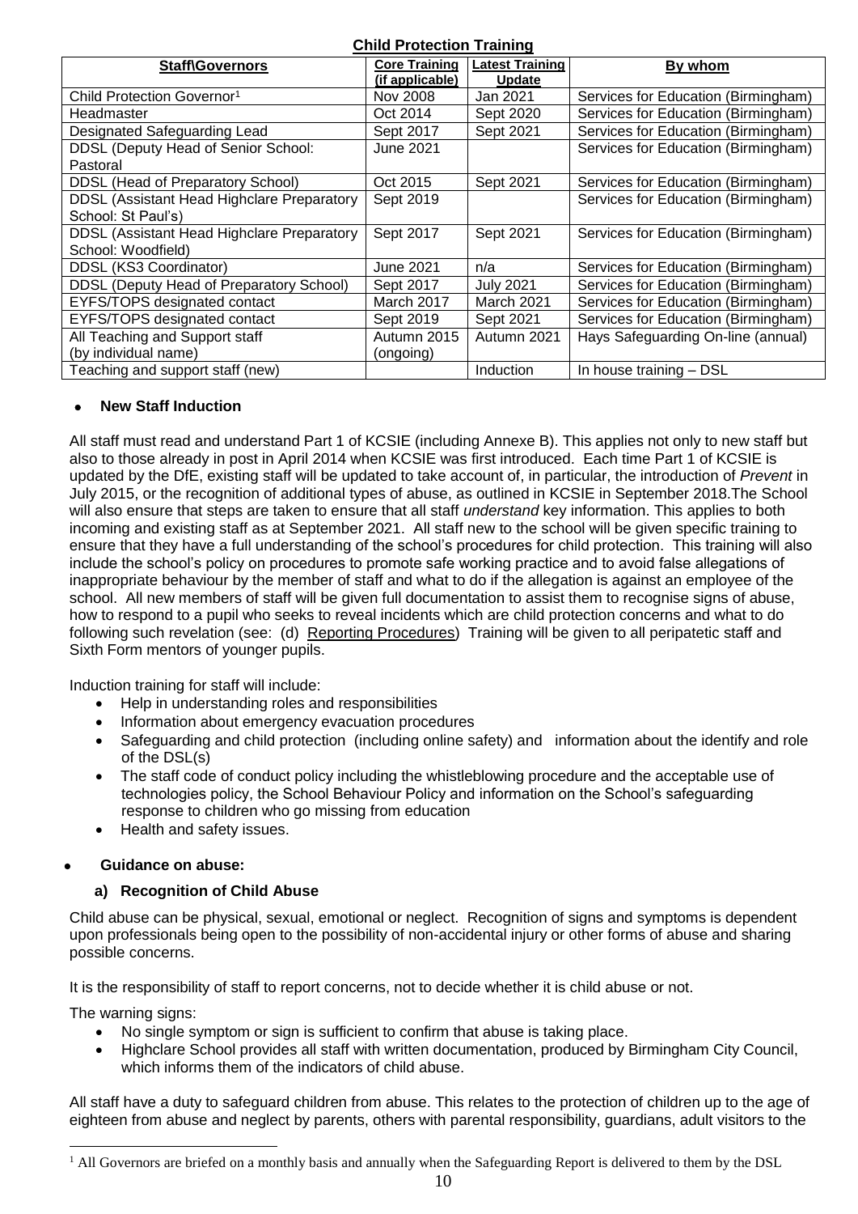**Child Protection Training**

| Staff\Governors | Core Training (if applicable) | Latest Training Update | By whom |
|---|---|---|---|
| Child Protection Governor[1] | Nov 2008 | Jan 2021 | Services for Education (Birmingham) |
| Headmaster | Oct 2014 | Sept 2020 | Services for Education (Birmingham) |
| Designated Safeguarding Lead | Sept 2017 | Sept 2021 | Services for Education (Birmingham) |
| DDSL (Deputy Head of Senior School: Pastoral | June 2021 | | Services for Education (Birmingham) |
| DDSL (Head of Preparatory School) | Oct 2015 | Sept 2021 | Services for Education (Birmingham) |
| DDSL (Assistant Head Highclare Preparatory School: St Paul's) | Sept 2019 | | Services for Education (Birmingham) |
| DDSL (Assistant Head Highclare Preparatory School: Woodfield) | Sept 2017 | Sept 2021 | Services for Education (Birmingham) |
| DDSL (KS3 Coordinator) | June 2021 | n/a | Services for Education (Birmingham) |
| DDSL (Deputy Head of Preparatory School) | Sept 2017 | July 2021 | Services for Education (Birmingham) |
| EYFS/TOPS designated contact | March 2017 | March 2021 | Services for Education (Birmingham) |
| EYFS/TOPS designated contact | Sept 2019 | Sept 2021 | Services for Education (Birmingham) |
| All Teaching and Support staff (by individual name) | Autumn 2015 (ongoing) | Autumn 2021 | Hays Safeguarding On-line (annual) |
| Teaching and support staff (new) | | Induction | In house training – DSL |

- **New Staff Induction**

All staff must read and understand Part 1 of KCSIE (including Annexe B). This applies not only to new staff but also to those already in post in April 2014 when KCSIE was first introduced. Each time Part 1 of KCSIE is updated by the DfE, existing staff will be updated to take account of, in particular, the introduction of *Prevent* in July 2015, or the recognition of additional types of abuse, as outlined in KCSIE in September 2018.The School will also ensure that steps are taken to ensure that all staff *understand* key information. This applies to both incoming and existing staff as at September 2021. All staff new to the school will be given specific training to ensure that they have a full understanding of the school's procedures for child protection. This training will also include the school's policy on procedures to promote safe working practice and to avoid false allegations of inappropriate behaviour by the member of staff and what to do if the allegation is against an employee of the school. All new members of staff will be given full documentation to assist them to recognise signs of abuse, how to respond to a pupil who seeks to reveal incidents which are child protection concerns and what to do following such revelation (see: (d) Reporting Procedures) Training will be given to all peripatetic staff and Sixth Form mentors of younger pupils.

Induction training for staff will include:

- Help in understanding roles and responsibilities
- Information about emergency evacuation procedures
- Safeguarding and child protection (including online safety) and information about the identify and role of the DSL(s)
- The staff code of conduct policy including the whistleblowing procedure and the acceptable use of technologies policy, the School Behaviour Policy and information on the School's safeguarding response to children who go missing from education
- Health and safety issues.

- **Guidance on abuse:**

**a) Recognition of Child Abuse**

Child abuse can be physical, sexual, emotional or neglect. Recognition of signs and symptoms is dependent upon professionals being open to the possibility of non-accidental injury or other forms of abuse and sharing possible concerns.

It is the responsibility of staff to report concerns, not to decide whether it is child abuse or not.

The warning signs:

- No single symptom or sign is sufficient to confirm that abuse is taking place.
- Highclare School provides all staff with written documentation, produced by Birmingham City Council, which informs them of the indicators of child abuse.

All staff have a duty to safeguard children from abuse. This relates to the protection of children up to the age of eighteen from abuse and neglect by parents, others with parental responsibility, guardians, adult visitors to the

[1] All Governors are briefed on a monthly basis and annually when the Safeguarding Report is delivered to them by the DSL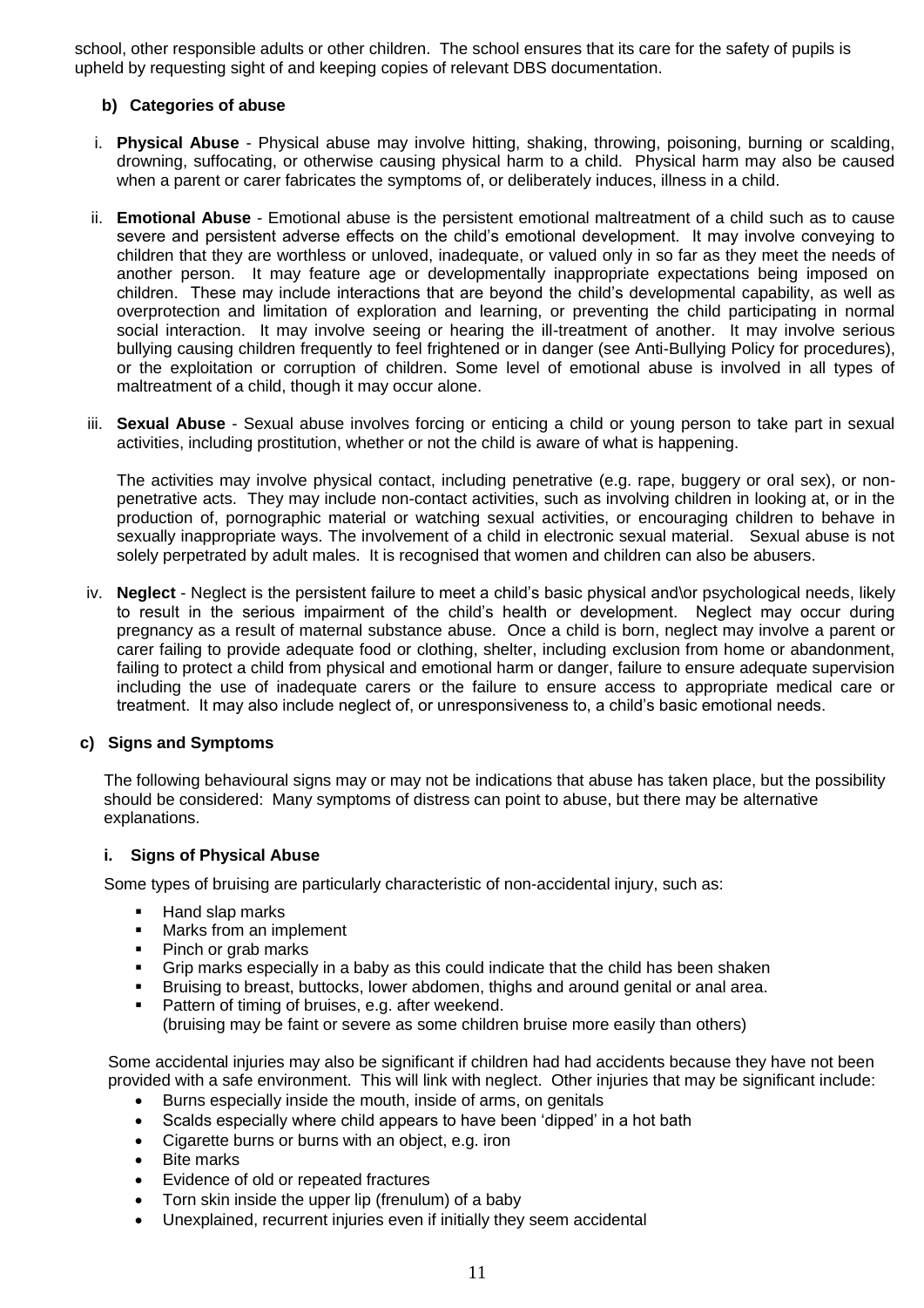school, other responsible adults or other children. The school ensures that its care for the safety of pupils is upheld by requesting sight of and keeping copies of relevant DBS documentation.

**b) Categories of abuse**

i. **Physical Abuse** - Physical abuse may involve hitting, shaking, throwing, poisoning, burning or scalding, drowning, suffocating, or otherwise causing physical harm to a child. Physical harm may also be caused when a parent or carer fabricates the symptoms of, or deliberately induces, illness in a child.

ii. **Emotional Abuse** - Emotional abuse is the persistent emotional maltreatment of a child such as to cause severe and persistent adverse effects on the child's emotional development. It may involve conveying to children that they are worthless or unloved, inadequate, or valued only in so far as they meet the needs of another person. It may feature age or developmentally inappropriate expectations being imposed on children. These may include interactions that are beyond the child's developmental capability, as well as overprotection and limitation of exploration and learning, or preventing the child participating in normal social interaction. It may involve seeing or hearing the ill-treatment of another. It may involve serious bullying causing children frequently to feel frightened or in danger (see Anti-Bullying Policy for procedures), or the exploitation or corruption of children. Some level of emotional abuse is involved in all types of maltreatment of a child, though it may occur alone.

iii. **Sexual Abuse** - Sexual abuse involves forcing or enticing a child or young person to take part in sexual activities, including prostitution, whether or not the child is aware of what is happening.

The activities may involve physical contact, including penetrative (e.g. rape, buggery or oral sex), or non-penetrative acts. They may include non-contact activities, such as involving children in looking at, or in the production of, pornographic material or watching sexual activities, or encouraging children to behave in sexually inappropriate ways. The involvement of a child in electronic sexual material. Sexual abuse is not solely perpetrated by adult males. It is recognised that women and children can also be abusers.

iv. **Neglect** - Neglect is the persistent failure to meet a child's basic physical and\or psychological needs, likely to result in the serious impairment of the child's health or development. Neglect may occur during pregnancy as a result of maternal substance abuse. Once a child is born, neglect may involve a parent or carer failing to provide adequate food or clothing, shelter, including exclusion from home or abandonment, failing to protect a child from physical and emotional harm or danger, failure to ensure adequate supervision including the use of inadequate carers or the failure to ensure access to appropriate medical care or treatment. It may also include neglect of, or unresponsiveness to, a child's basic emotional needs.

**c) Signs and Symptoms**

The following behavioural signs may or may not be indications that abuse has taken place, but the possibility should be considered: Many symptoms of distress can point to abuse, but there may be alternative explanations.

**i. Signs of Physical Abuse**

Some types of bruising are particularly characteristic of non-accidental injury, such as:

- Hand slap marks
- Marks from an implement
- Pinch or grab marks
- Grip marks especially in a baby as this could indicate that the child has been shaken
- Bruising to breast, buttocks, lower abdomen, thighs and around genital or anal area.
- Pattern of timing of bruises, e.g. after weekend.
  (bruising may be faint or severe as some children bruise more easily than others)

Some accidental injuries may also be significant if children had had accidents because they have not been provided with a safe environment. This will link with neglect. Other injuries that may be significant include:

- Burns especially inside the mouth, inside of arms, on genitals
- Scalds especially where child appears to have been 'dipped' in a hot bath
- Cigarette burns or burns with an object, e.g. iron
- Bite marks
- Evidence of old or repeated fractures
- Torn skin inside the upper lip (frenulum) of a baby
- Unexplained, recurrent injuries even if initially they seem accidental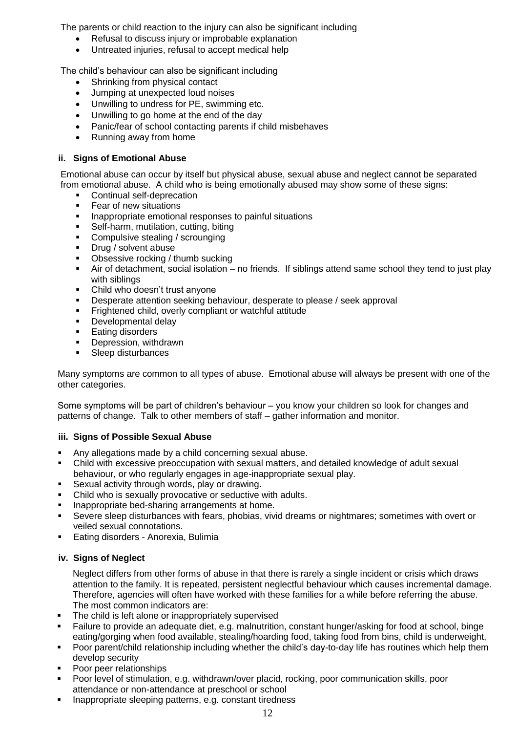The parents or child reaction to the injury can also be significant including

- Refusal to discuss injury or improbable explanation
- Untreated injuries, refusal to accept medical help

The child's behaviour can also be significant including

- Shrinking from physical contact
- Jumping at unexpected loud noises
- Unwilling to undress for PE, swimming etc.
- Unwilling to go home at the end of the day
- Panic/fear of school contacting parents if child misbehaves
- Running away from home

### ii. Signs of Emotional Abuse

Emotional abuse can occur by itself but physical abuse, sexual abuse and neglect cannot be separated from emotional abuse. A child who is being emotionally abused may show some of these signs:

- Continual self-deprecation
- Fear of new situations
- Inappropriate emotional responses to painful situations
- Self-harm, mutilation, cutting, biting
- Compulsive stealing / scrounging
- Drug / solvent abuse
- Obsessive rocking / thumb sucking
- Air of detachment, social isolation – no friends. If siblings attend same school they tend to just play with siblings
- Child who doesn't trust anyone
- Desperate attention seeking behaviour, desperate to please / seek approval
- Frightened child, overly compliant or watchful attitude
- Developmental delay
- Eating disorders
- Depression, withdrawn
- Sleep disturbances

Many symptoms are common to all types of abuse. Emotional abuse will always be present with one of the other categories.

Some symptoms will be part of children's behaviour – you know your children so look for changes and patterns of change. Talk to other members of staff – gather information and monitor.

### iii. Signs of Possible Sexual Abuse

- Any allegations made by a child concerning sexual abuse.
- Child with excessive preoccupation with sexual matters, and detailed knowledge of adult sexual behaviour, or who regularly engages in age-inappropriate sexual play.
- Sexual activity through words, play or drawing.
- Child who is sexually provocative or seductive with adults.
- Inappropriate bed-sharing arrangements at home.
- Severe sleep disturbances with fears, phobias, vivid dreams or nightmares; sometimes with overt or veiled sexual connotations.
- Eating disorders - Anorexia, Bulimia

### iv. Signs of Neglect

Neglect differs from other forms of abuse in that there is rarely a single incident or crisis which draws attention to the family. It is repeated, persistent neglectful behaviour which causes incremental damage. Therefore, agencies will often have worked with these families for a while before referring the abuse. The most common indicators are:

- The child is left alone or inappropriately supervised
- Failure to provide an adequate diet, e.g. malnutrition, constant hunger/asking for food at school, binge eating/gorging when food available, stealing/hoarding food, taking food from bins, child is underweight,
- Poor parent/child relationship including whether the child's day-to-day life has routines which help them develop security
- Poor peer relationships
- Poor level of stimulation, e.g. withdrawn/over placid, rocking, poor communication skills, poor attendance or non-attendance at preschool or school
- Inappropriate sleeping patterns, e.g. constant tiredness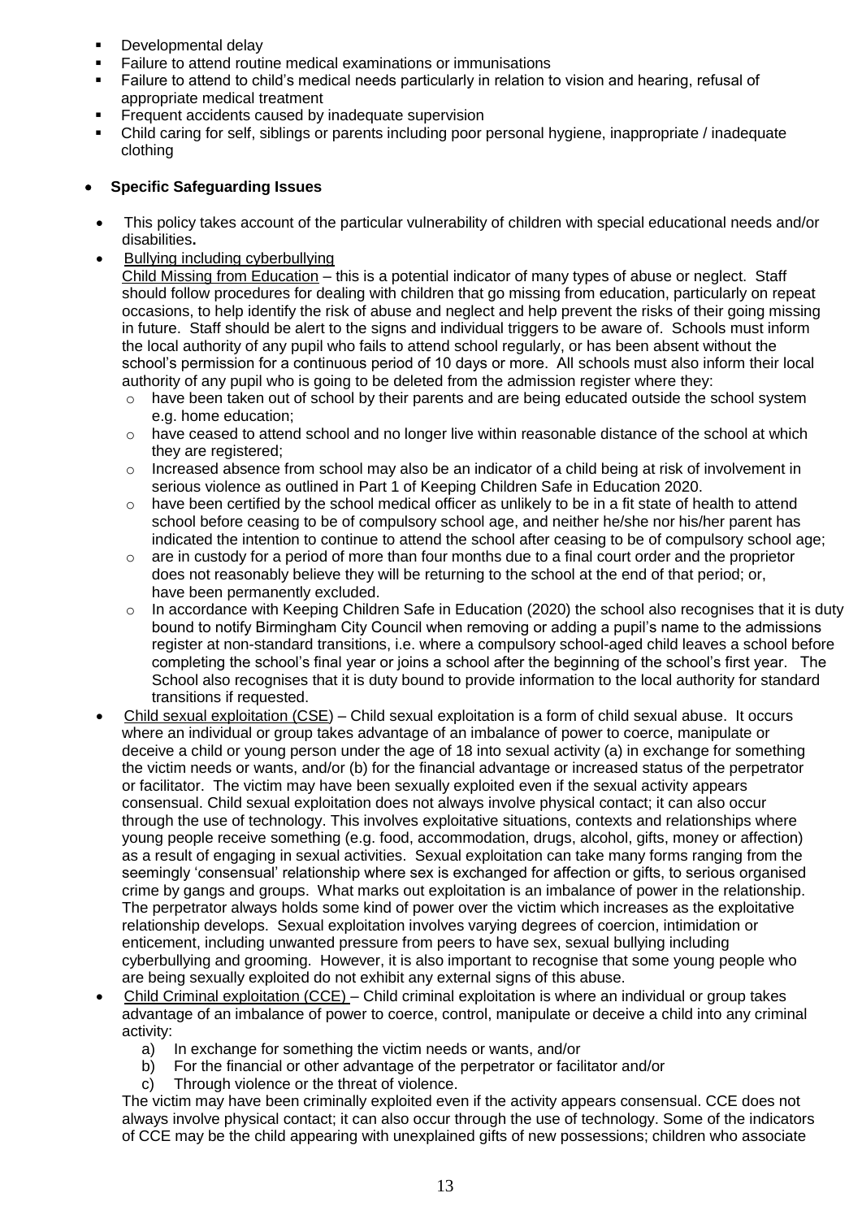- Developmental delay
- Failure to attend routine medical examinations or immunisations
- Failure to attend to child's medical needs particularly in relation to vision and hearing, refusal of appropriate medical treatment
- Frequent accidents caused by inadequate supervision
- Child caring for self, siblings or parents including poor personal hygiene, inappropriate / inadequate clothing

- **Specific Safeguarding Issues**

  - This policy takes account of the particular vulnerability of children with special educational needs and/or disabilities**.**
  - Bullying including cyberbullying
    Child Missing from Education – this is a potential indicator of many types of abuse or neglect. Staff should follow procedures for dealing with children that go missing from education, particularly on repeat occasions, to help identify the risk of abuse and neglect and help prevent the risks of their going missing in future. Staff should be alert to the signs and individual triggers to be aware of. Schools must inform the local authority of any pupil who fails to attend school regularly, or has been absent without the school's permission for a continuous period of 10 days or more. All schools must also inform their local authority of any pupil who is going to be deleted from the admission register where they:
    - have been taken out of school by their parents and are being educated outside the school system e.g. home education;
    - have ceased to attend school and no longer live within reasonable distance of the school at which they are registered;
    - Increased absence from school may also be an indicator of a child being at risk of involvement in serious violence as outlined in Part 1 of Keeping Children Safe in Education 2020.
    - have been certified by the school medical officer as unlikely to be in a fit state of health to attend school before ceasing to be of compulsory school age, and neither he/she nor his/her parent has indicated the intention to continue to attend the school after ceasing to be of compulsory school age;
    - are in custody for a period of more than four months due to a final court order and the proprietor does not reasonably believe they will be returning to the school at the end of that period; or, have been permanently excluded.
    - In accordance with Keeping Children Safe in Education (2020) the school also recognises that it is duty bound to notify Birmingham City Council when removing or adding a pupil's name to the admissions register at non-standard transitions, i.e. where a compulsory school-aged child leaves a school before completing the school's final year or joins a school after the beginning of the school's first year. The School also recognises that it is duty bound to provide information to the local authority for standard transitions if requested.
  - Child sexual exploitation (CSE) – Child sexual exploitation is a form of child sexual abuse. It occurs where an individual or group takes advantage of an imbalance of power to coerce, manipulate or deceive a child or young person under the age of 18 into sexual activity (a) in exchange for something the victim needs or wants, and/or (b) for the financial advantage or increased status of the perpetrator or facilitator. The victim may have been sexually exploited even if the sexual activity appears consensual. Child sexual exploitation does not always involve physical contact; it can also occur through the use of technology. This involves exploitative situations, contexts and relationships where young people receive something (e.g. food, accommodation, drugs, alcohol, gifts, money or affection) as a result of engaging in sexual activities. Sexual exploitation can take many forms ranging from the seemingly 'consensual' relationship where sex is exchanged for affection or gifts, to serious organised crime by gangs and groups. What marks out exploitation is an imbalance of power in the relationship. The perpetrator always holds some kind of power over the victim which increases as the exploitative relationship develops. Sexual exploitation involves varying degrees of coercion, intimidation or enticement, including unwanted pressure from peers to have sex, sexual bullying including cyberbullying and grooming. However, it is also important to recognise that some young people who are being sexually exploited do not exhibit any external signs of this abuse.
  - Child Criminal exploitation (CCE) – Child criminal exploitation is where an individual or group takes advantage of an imbalance of power to coerce, control, manipulate or deceive a child into any criminal activity:
    a) In exchange for something the victim needs or wants, and/or
    b) For the financial or other advantage of the perpetrator or facilitator and/or
    c) Through violence or the threat of violence.

    The victim may have been criminally exploited even if the activity appears consensual. CCE does not always involve physical contact; it can also occur through the use of technology. Some of the indicators of CCE may be the child appearing with unexplained gifts of new possessions; children who associate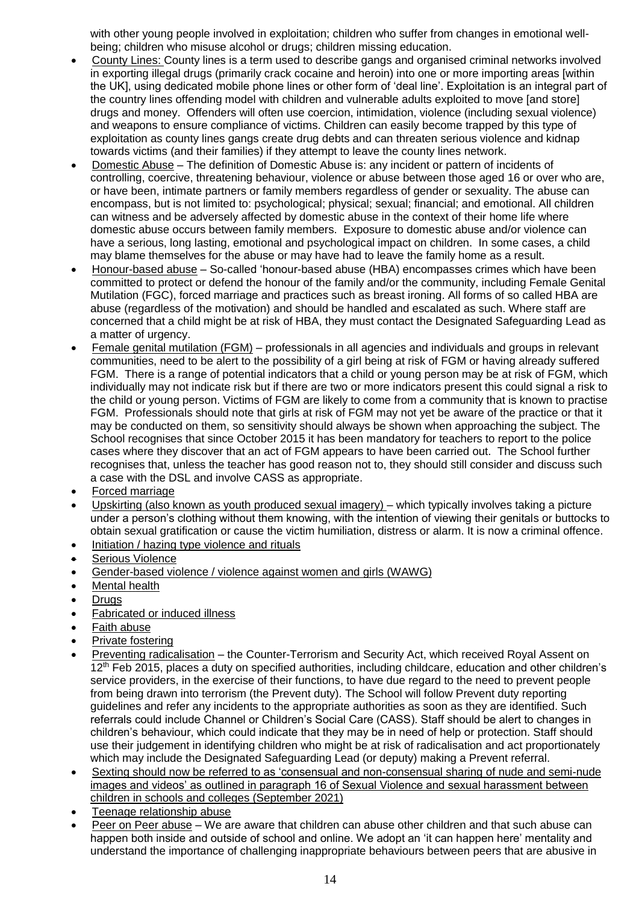with other young people involved in exploitation; children who suffer from changes in emotional well-being; children who misuse alcohol or drugs; children missing education.

- County Lines: County lines is a term used to describe gangs and organised criminal networks involved in exporting illegal drugs (primarily crack cocaine and heroin) into one or more importing areas [within the UK], using dedicated mobile phone lines or other form of 'deal line'. Exploitation is an integral part of the country lines offending model with children and vulnerable adults exploited to move [and store] drugs and money. Offenders will often use coercion, intimidation, violence (including sexual violence) and weapons to ensure compliance of victims. Children can easily become trapped by this type of exploitation as county lines gangs create drug debts and can threaten serious violence and kidnap towards victims (and their families) if they attempt to leave the county lines network.
- Domestic Abuse – The definition of Domestic Abuse is: any incident or pattern of incidents of controlling, coercive, threatening behaviour, violence or abuse between those aged 16 or over who are, or have been, intimate partners or family members regardless of gender or sexuality. The abuse can encompass, but is not limited to: psychological; physical; sexual; financial; and emotional. All children can witness and be adversely affected by domestic abuse in the context of their home life where domestic abuse occurs between family members. Exposure to domestic abuse and/or violence can have a serious, long lasting, emotional and psychological impact on children. In some cases, a child may blame themselves for the abuse or may have had to leave the family home as a result.
- Honour-based abuse – So-called 'honour-based abuse (HBA) encompasses crimes which have been committed to protect or defend the honour of the family and/or the community, including Female Genital Mutilation (FGC), forced marriage and practices such as breast ironing. All forms of so called HBA are abuse (regardless of the motivation) and should be handled and escalated as such. Where staff are concerned that a child might be at risk of HBA, they must contact the Designated Safeguarding Lead as a matter of urgency.
- Female genital mutilation (FGM) – professionals in all agencies and individuals and groups in relevant communities, need to be alert to the possibility of a girl being at risk of FGM or having already suffered FGM. There is a range of potential indicators that a child or young person may be at risk of FGM, which individually may not indicate risk but if there are two or more indicators present this could signal a risk to the child or young person. Victims of FGM are likely to come from a community that is known to practise FGM. Professionals should note that girls at risk of FGM may not yet be aware of the practice or that it may be conducted on them, so sensitivity should always be shown when approaching the subject. The School recognises that since October 2015 it has been mandatory for teachers to report to the police cases where they discover that an act of FGM appears to have been carried out. The School further recognises that, unless the teacher has good reason not to, they should still consider and discuss such a case with the DSL and involve CASS as appropriate.
- Forced marriage
- Upskirting (also known as youth produced sexual imagery) – which typically involves taking a picture under a person's clothing without them knowing, with the intention of viewing their genitals or buttocks to obtain sexual gratification or cause the victim humiliation, distress or alarm. It is now a criminal offence.
- Initiation / hazing type violence and rituals
- Serious Violence
- Gender-based violence / violence against women and girls (WAWG)
- Mental health
- Drugs
- Fabricated or induced illness
- Faith abuse
- Private fostering
- Preventing radicalisation – the Counter-Terrorism and Security Act, which received Royal Assent on 12th Feb 2015, places a duty on specified authorities, including childcare, education and other children's service providers, in the exercise of their functions, to have due regard to the need to prevent people from being drawn into terrorism (the Prevent duty). The School will follow Prevent duty reporting guidelines and refer any incidents to the appropriate authorities as soon as they are identified. Such referrals could include Channel or Children's Social Care (CASS). Staff should be alert to changes in children's behaviour, which could indicate that they may be in need of help or protection. Staff should use their judgement in identifying children who might be at risk of radicalisation and act proportionately which may include the Designated Safeguarding Lead (or deputy) making a Prevent referral.
- Sexting should now be referred to as 'consensual and non-consensual sharing of nude and semi-nude images and videos' as outlined in paragraph 16 of Sexual Violence and sexual harassment between children in schools and colleges (September 2021)
- Teenage relationship abuse
- Peer on Peer abuse – We are aware that children can abuse other children and that such abuse can happen both inside and outside of school and online. We adopt an 'it can happen here' mentality and understand the importance of challenging inappropriate behaviours between peers that are abusive in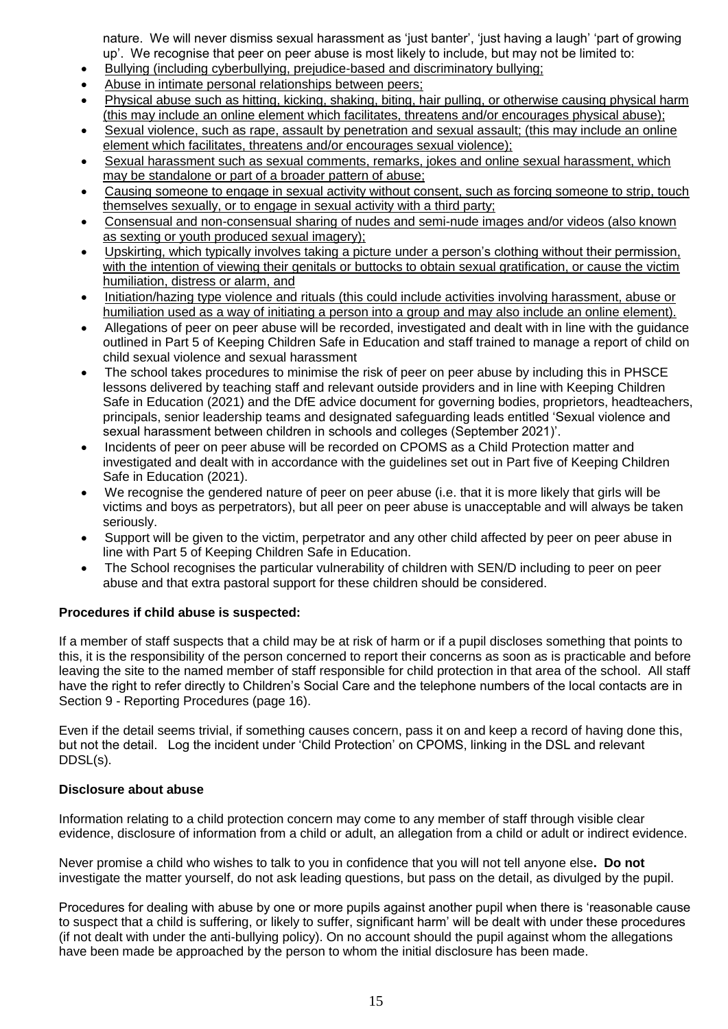nature. We will never dismiss sexual harassment as 'just banter', 'just having a laugh' 'part of growing up'. We recognise that peer on peer abuse is most likely to include, but may not be limited to:

- Bullying (including cyberbullying, prejudice-based and discriminatory bullying;
- Abuse in intimate personal relationships between peers;
- Physical abuse such as hitting, kicking, shaking, biting, hair pulling, or otherwise causing physical harm (this may include an online element which facilitates, threatens and/or encourages physical abuse);
- Sexual violence, such as rape, assault by penetration and sexual assault; (this may include an online element which facilitates, threatens and/or encourages sexual violence);
- Sexual harassment such as sexual comments, remarks, jokes and online sexual harassment, which may be standalone or part of a broader pattern of abuse;
- Causing someone to engage in sexual activity without consent, such as forcing someone to strip, touch themselves sexually, or to engage in sexual activity with a third party;
- Consensual and non-consensual sharing of nudes and semi-nude images and/or videos (also known as sexting or youth produced sexual imagery);
- Upskirting, which typically involves taking a picture under a person's clothing without their permission, with the intention of viewing their genitals or buttocks to obtain sexual gratification, or cause the victim humiliation, distress or alarm, and
- Initiation/hazing type violence and rituals (this could include activities involving harassment, abuse or humiliation used as a way of initiating a person into a group and may also include an online element).
- Allegations of peer on peer abuse will be recorded, investigated and dealt with in line with the guidance outlined in Part 5 of Keeping Children Safe in Education and staff trained to manage a report of child on child sexual violence and sexual harassment
- The school takes procedures to minimise the risk of peer on peer abuse by including this in PHSCE lessons delivered by teaching staff and relevant outside providers and in line with Keeping Children Safe in Education (2021) and the DfE advice document for governing bodies, proprietors, headteachers, principals, senior leadership teams and designated safeguarding leads entitled 'Sexual violence and sexual harassment between children in schools and colleges (September 2021)'.
- Incidents of peer on peer abuse will be recorded on CPOMS as a Child Protection matter and investigated and dealt with in accordance with the guidelines set out in Part five of Keeping Children Safe in Education (2021).
- We recognise the gendered nature of peer on peer abuse (i.e. that it is more likely that girls will be victims and boys as perpetrators), but all peer on peer abuse is unacceptable and will always be taken seriously.
- Support will be given to the victim, perpetrator and any other child affected by peer on peer abuse in line with Part 5 of Keeping Children Safe in Education.
- The School recognises the particular vulnerability of children with SEN/D including to peer on peer abuse and that extra pastoral support for these children should be considered.

**Procedures if child abuse is suspected:**

If a member of staff suspects that a child may be at risk of harm or if a pupil discloses something that points to this, it is the responsibility of the person concerned to report their concerns as soon as is practicable and before leaving the site to the named member of staff responsible for child protection in that area of the school. All staff have the right to refer directly to Children's Social Care and the telephone numbers of the local contacts are in Section 9 - Reporting Procedures (page 16).

Even if the detail seems trivial, if something causes concern, pass it on and keep a record of having done this, but not the detail. Log the incident under 'Child Protection' on CPOMS, linking in the DSL and relevant DDSL(s).

**Disclosure about abuse**

Information relating to a child protection concern may come to any member of staff through visible clear evidence, disclosure of information from a child or adult, an allegation from a child or adult or indirect evidence.

Never promise a child who wishes to talk to you in confidence that you will not tell anyone else**. Do not** investigate the matter yourself, do not ask leading questions, but pass on the detail, as divulged by the pupil.

Procedures for dealing with abuse by one or more pupils against another pupil when there is 'reasonable cause to suspect that a child is suffering, or likely to suffer, significant harm' will be dealt with under these procedures (if not dealt with under the anti-bullying policy). On no account should the pupil against whom the allegations have been made be approached by the person to whom the initial disclosure has been made.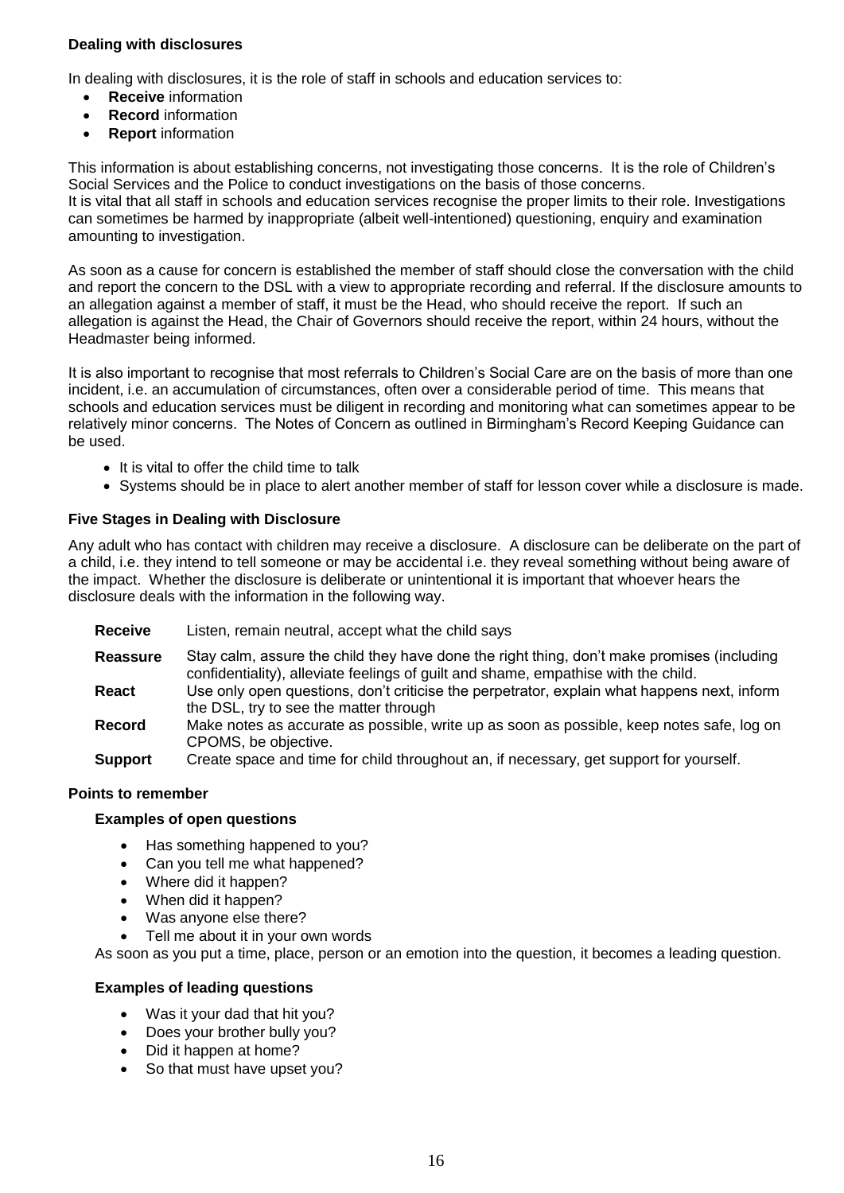**Dealing with disclosures**

In dealing with disclosures, it is the role of staff in schools and education services to:

- **Receive** information
- **Record** information
- **Report** information

This information is about establishing concerns, not investigating those concerns. It is the role of Children's Social Services and the Police to conduct investigations on the basis of those concerns.
It is vital that all staff in schools and education services recognise the proper limits to their role. Investigations can sometimes be harmed by inappropriate (albeit well-intentioned) questioning, enquiry and examination amounting to investigation.

As soon as a cause for concern is established the member of staff should close the conversation with the child and report the concern to the DSL with a view to appropriate recording and referral. If the disclosure amounts to an allegation against a member of staff, it must be the Head, who should receive the report. If such an allegation is against the Head, the Chair of Governors should receive the report, within 24 hours, without the Headmaster being informed.

It is also important to recognise that most referrals to Children's Social Care are on the basis of more than one incident, i.e. an accumulation of circumstances, often over a considerable period of time. This means that schools and education services must be diligent in recording and monitoring what can sometimes appear to be relatively minor concerns. The Notes of Concern as outlined in Birmingham's Record Keeping Guidance can be used.

- It is vital to offer the child time to talk
- Systems should be in place to alert another member of staff for lesson cover while a disclosure is made.

**Five Stages in Dealing with Disclosure**

Any adult who has contact with children may receive a disclosure. A disclosure can be deliberate on the part of a child, i.e. they intend to tell someone or may be accidental i.e. they reveal something without being aware of the impact. Whether the disclosure is deliberate or unintentional it is important that whoever hears the disclosure deals with the information in the following way.

| | |
|---|---|
| **Receive** | Listen, remain neutral, accept what the child says |
| **Reassure** | Stay calm, assure the child they have done the right thing, don't make promises (including confidentiality), alleviate feelings of guilt and shame, empathise with the child. |
| **React** | Use only open questions, don't criticise the perpetrator, explain what happens next, inform the DSL, try to see the matter through |
| **Record** | Make notes as accurate as possible, write up as soon as possible, keep notes safe, log on CPOMS, be objective. |
| **Support** | Create space and time for child throughout an, if necessary, get support for yourself. |

**Points to remember**

**Examples of open questions**

- Has something happened to you?
- Can you tell me what happened?
- Where did it happen?
- When did it happen?
- Was anyone else there?
- Tell me about it in your own words

As soon as you put a time, place, person or an emotion into the question, it becomes a leading question.

**Examples of leading questions**

- Was it your dad that hit you?
- Does your brother bully you?
- Did it happen at home?
- So that must have upset you?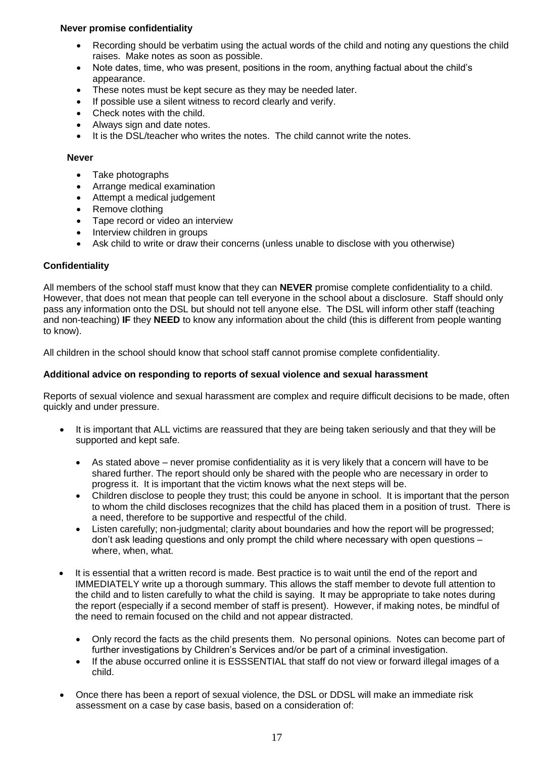**Never promise confidentiality**

- Recording should be verbatim using the actual words of the child and noting any questions the child raises. Make notes as soon as possible.
- Note dates, time, who was present, positions in the room, anything factual about the child's appearance.
- These notes must be kept secure as they may be needed later.
- If possible use a silent witness to record clearly and verify.
- Check notes with the child.
- Always sign and date notes.
- It is the DSL/teacher who writes the notes. The child cannot write the notes.

**Never**

- Take photographs
- Arrange medical examination
- Attempt a medical judgement
- Remove clothing
- Tape record or video an interview
- Interview children in groups
- Ask child to write or draw their concerns (unless unable to disclose with you otherwise)

**Confidentiality**

All members of the school staff must know that they can **NEVER** promise complete confidentiality to a child. However, that does not mean that people can tell everyone in the school about a disclosure. Staff should only pass any information onto the DSL but should not tell anyone else. The DSL will inform other staff (teaching and non-teaching) **IF** they **NEED** to know any information about the child (this is different from people wanting to know).

All children in the school should know that school staff cannot promise complete confidentiality.

**Additional advice on responding to reports of sexual violence and sexual harassment**

Reports of sexual violence and sexual harassment are complex and require difficult decisions to be made, often quickly and under pressure.

- It is important that ALL victims are reassured that they are being taken seriously and that they will be supported and kept safe.
  - As stated above – never promise confidentiality as it is very likely that a concern will have to be shared further. The report should only be shared with the people who are necessary in order to progress it. It is important that the victim knows what the next steps will be.
  - Children disclose to people they trust; this could be anyone in school. It is important that the person to whom the child discloses recognizes that the child has placed them in a position of trust. There is a need, therefore to be supportive and respectful of the child.
  - Listen carefully; non-judgmental; clarity about boundaries and how the report will be progressed; don't ask leading questions and only prompt the child where necessary with open questions – where, when, what.
- It is essential that a written record is made. Best practice is to wait until the end of the report and IMMEDIATELY write up a thorough summary. This allows the staff member to devote full attention to the child and to listen carefully to what the child is saying. It may be appropriate to take notes during the report (especially if a second member of staff is present). However, if making notes, be mindful of the need to remain focused on the child and not appear distracted.
  - Only record the facts as the child presents them. No personal opinions. Notes can become part of further investigations by Children's Services and/or be part of a criminal investigation.
  - If the abuse occurred online it is ESSSENTIAL that staff do not view or forward illegal images of a child.
- Once there has been a report of sexual violence, the DSL or DDSL will make an immediate risk assessment on a case by case basis, based on a consideration of: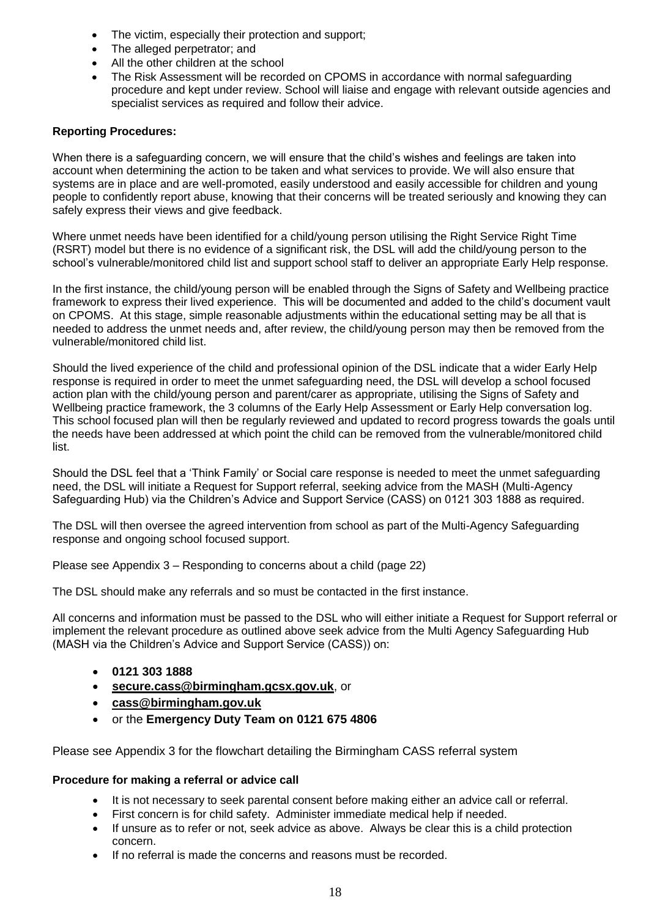- The victim, especially their protection and support;
- The alleged perpetrator; and
- All the other children at the school
- The Risk Assessment will be recorded on CPOMS in accordance with normal safeguarding procedure and kept under review. School will liaise and engage with relevant outside agencies and specialist services as required and follow their advice.

**Reporting Procedures:**

When there is a safeguarding concern, we will ensure that the child's wishes and feelings are taken into account when determining the action to be taken and what services to provide. We will also ensure that systems are in place and are well-promoted, easily understood and easily accessible for children and young people to confidently report abuse, knowing that their concerns will be treated seriously and knowing they can safely express their views and give feedback.

Where unmet needs have been identified for a child/young person utilising the Right Service Right Time (RSRT) model but there is no evidence of a significant risk, the DSL will add the child/young person to the school's vulnerable/monitored child list and support school staff to deliver an appropriate Early Help response.

In the first instance, the child/young person will be enabled through the Signs of Safety and Wellbeing practice framework to express their lived experience. This will be documented and added to the child's document vault on CPOMS. At this stage, simple reasonable adjustments within the educational setting may be all that is needed to address the unmet needs and, after review, the child/young person may then be removed from the vulnerable/monitored child list.

Should the lived experience of the child and professional opinion of the DSL indicate that a wider Early Help response is required in order to meet the unmet safeguarding need, the DSL will develop a school focused action plan with the child/young person and parent/carer as appropriate, utilising the Signs of Safety and Wellbeing practice framework, the 3 columns of the Early Help Assessment or Early Help conversation log. This school focused plan will then be regularly reviewed and updated to record progress towards the goals until the needs have been addressed at which point the child can be removed from the vulnerable/monitored child list.

Should the DSL feel that a 'Think Family' or Social care response is needed to meet the unmet safeguarding need, the DSL will initiate a Request for Support referral, seeking advice from the MASH (Multi-Agency Safeguarding Hub) via the Children's Advice and Support Service (CASS) on 0121 303 1888 as required.

The DSL will then oversee the agreed intervention from school as part of the Multi-Agency Safeguarding response and ongoing school focused support.

Please see Appendix 3 – Responding to concerns about a child (page 22)

The DSL should make any referrals and so must be contacted in the first instance.

All concerns and information must be passed to the DSL who will either initiate a Request for Support referral or implement the relevant procedure as outlined above seek advice from the Multi Agency Safeguarding Hub (MASH via the Children's Advice and Support Service (CASS)) on:

- **0121 303 1888**
- **secure.cass@birmingham.gcsx.gov.uk**, or
- **cass@birmingham.gov.uk**
- or the **Emergency Duty Team on 0121 675 4806**

Please see Appendix 3 for the flowchart detailing the Birmingham CASS referral system

**Procedure for making a referral or advice call**

- It is not necessary to seek parental consent before making either an advice call or referral.
- First concern is for child safety. Administer immediate medical help if needed.
- If unsure as to refer or not, seek advice as above. Always be clear this is a child protection concern.
- If no referral is made the concerns and reasons must be recorded.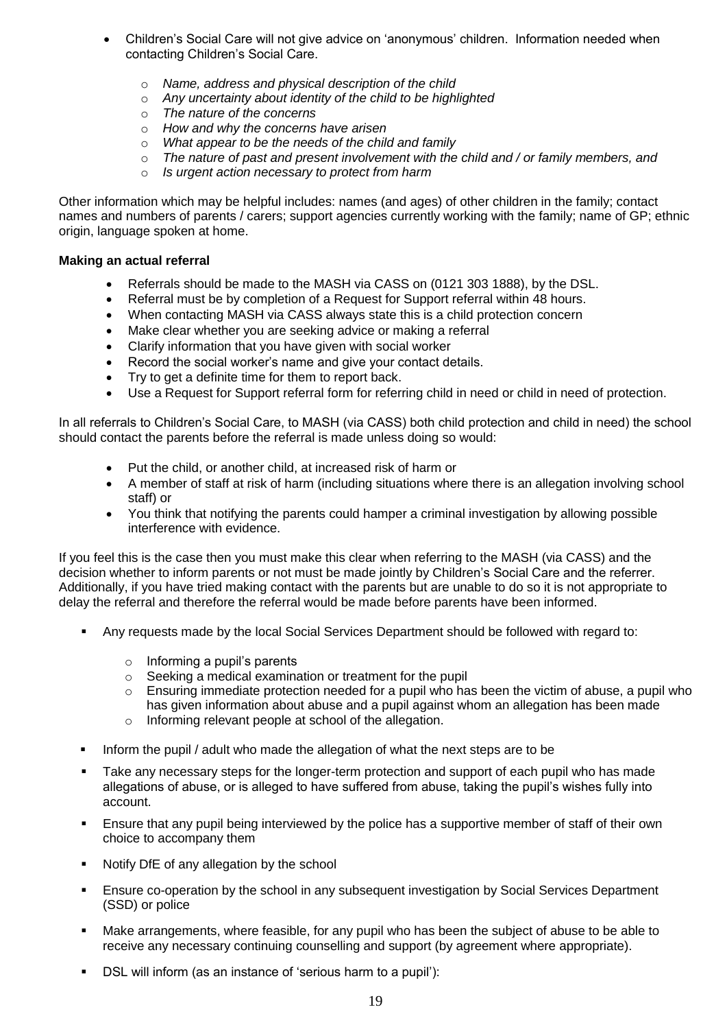- Children's Social Care will not give advice on 'anonymous' children. Information needed when contacting Children's Social Care.
    - *Name, address and physical description of the child*
    - *Any uncertainty about identity of the child to be highlighted*
    - *The nature of the concerns*
    - *How and why the concerns have arisen*
    - *What appear to be the needs of the child and family*
    - *The nature of past and present involvement with the child and / or family members, and*
    - *Is urgent action necessary to protect from harm*

Other information which may be helpful includes: names (and ages) of other children in the family; contact names and numbers of parents / carers; support agencies currently working with the family; name of GP; ethnic origin, language spoken at home.

**Making an actual referral**

- Referrals should be made to the MASH via CASS on (0121 303 1888), by the DSL.
- Referral must be by completion of a Request for Support referral within 48 hours.
- When contacting MASH via CASS always state this is a child protection concern
- Make clear whether you are seeking advice or making a referral
- Clarify information that you have given with social worker
- Record the social worker's name and give your contact details.
- Try to get a definite time for them to report back.
- Use a Request for Support referral form for referring child in need or child in need of protection.

In all referrals to Children's Social Care, to MASH (via CASS) both child protection and child in need) the school should contact the parents before the referral is made unless doing so would:

- Put the child, or another child, at increased risk of harm or
- A member of staff at risk of harm (including situations where there is an allegation involving school staff) or
- You think that notifying the parents could hamper a criminal investigation by allowing possible interference with evidence.

If you feel this is the case then you must make this clear when referring to the MASH (via CASS) and the decision whether to inform parents or not must be made jointly by Children's Social Care and the referrer. Additionally, if you have tried making contact with the parents but are unable to do so it is not appropriate to delay the referral and therefore the referral would be made before parents have been informed.

- Any requests made by the local Social Services Department should be followed with regard to:
    - Informing a pupil's parents
    - Seeking a medical examination or treatment for the pupil
    - Ensuring immediate protection needed for a pupil who has been the victim of abuse, a pupil who has given information about abuse and a pupil against whom an allegation has been made
    - Informing relevant people at school of the allegation.
- Inform the pupil / adult who made the allegation of what the next steps are to be
- Take any necessary steps for the longer-term protection and support of each pupil who has made allegations of abuse, or is alleged to have suffered from abuse, taking the pupil's wishes fully into account.
- Ensure that any pupil being interviewed by the police has a supportive member of staff of their own choice to accompany them
- Notify DfE of any allegation by the school
- Ensure co-operation by the school in any subsequent investigation by Social Services Department (SSD) or police
- Make arrangements, where feasible, for any pupil who has been the subject of abuse to be able to receive any necessary continuing counselling and support (by agreement where appropriate).
- DSL will inform (as an instance of 'serious harm to a pupil'):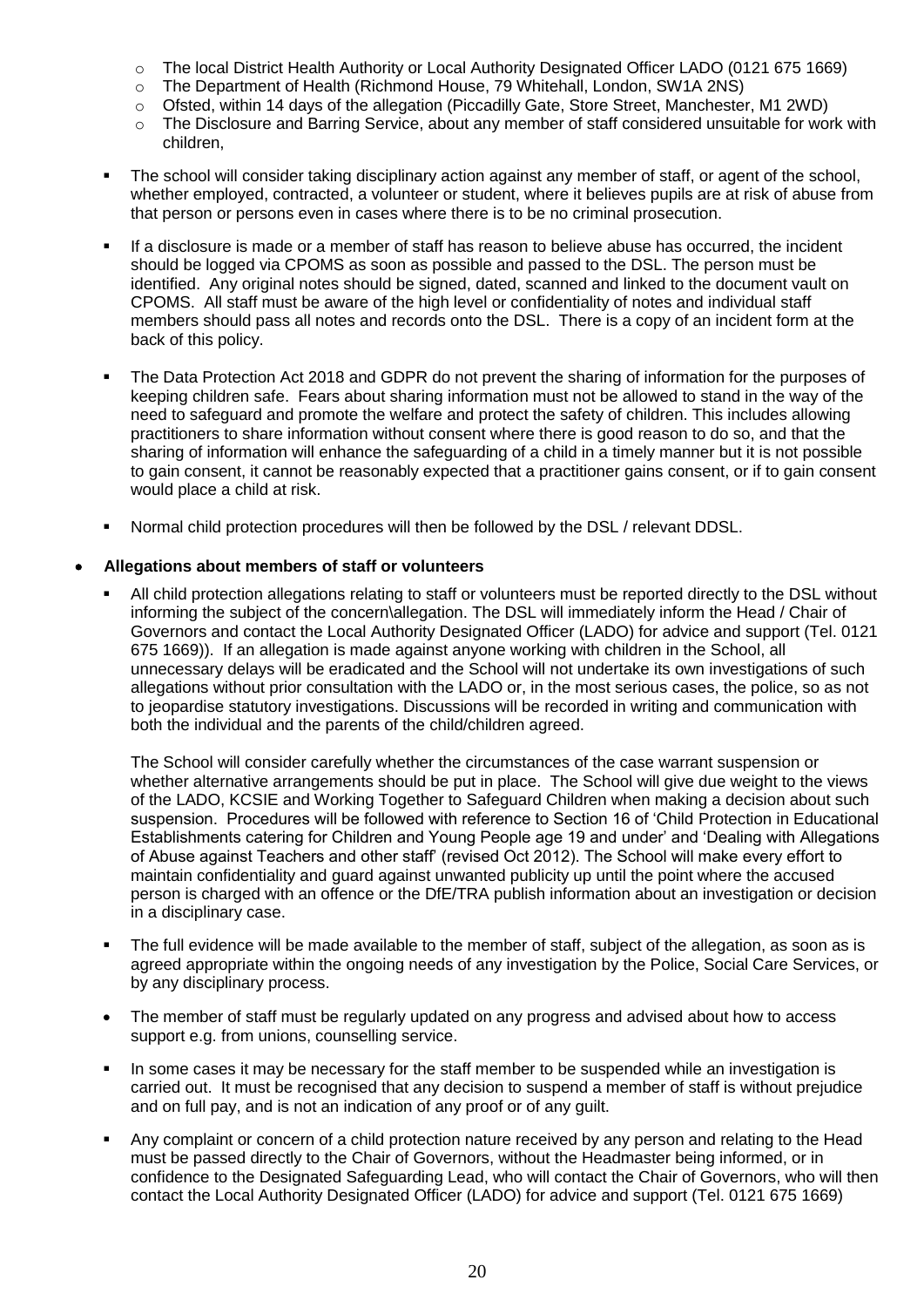- The local District Health Authority or Local Authority Designated Officer LADO (0121 675 1669)
  - The Department of Health (Richmond House, 79 Whitehall, London, SW1A 2NS)
  - Ofsted, within 14 days of the allegation (Piccadilly Gate, Store Street, Manchester, M1 2WD)
  - The Disclosure and Barring Service, about any member of staff considered unsuitable for work with children,

- The school will consider taking disciplinary action against any member of staff, or agent of the school, whether employed, contracted, a volunteer or student, where it believes pupils are at risk of abuse from that person or persons even in cases where there is to be no criminal prosecution.

- If a disclosure is made or a member of staff has reason to believe abuse has occurred, the incident should be logged via CPOMS as soon as possible and passed to the DSL. The person must be identified. Any original notes should be signed, dated, scanned and linked to the document vault on CPOMS. All staff must be aware of the high level or confidentiality of notes and individual staff members should pass all notes and records onto the DSL. There is a copy of an incident form at the back of this policy.

- The Data Protection Act 2018 and GDPR do not prevent the sharing of information for the purposes of keeping children safe. Fears about sharing information must not be allowed to stand in the way of the need to safeguard and promote the welfare and protect the safety of children. This includes allowing practitioners to share information without consent where there is good reason to do so, and that the sharing of information will enhance the safeguarding of a child in a timely manner but it is not possible to gain consent, it cannot be reasonably expected that a practitioner gains consent, or if to gain consent would place a child at risk.

- Normal child protection procedures will then be followed by the DSL / relevant DDSL.

- **Allegations about members of staff or volunteers**

  - All child protection allegations relating to staff or volunteers must be reported directly to the DSL without informing the subject of the concern\allegation. The DSL will immediately inform the Head / Chair of Governors and contact the Local Authority Designated Officer (LADO) for advice and support (Tel. 0121 675 1669)). If an allegation is made against anyone working with children in the School, all unnecessary delays will be eradicated and the School will not undertake its own investigations of such allegations without prior consultation with the LADO or, in the most serious cases, the police, so as not to jeopardise statutory investigations. Discussions will be recorded in writing and communication with both the individual and the parents of the child/children agreed.

    The School will consider carefully whether the circumstances of the case warrant suspension or whether alternative arrangements should be put in place. The School will give due weight to the views of the LADO, KCSIE and Working Together to Safeguard Children when making a decision about such suspension. Procedures will be followed with reference to Section 16 of 'Child Protection in Educational Establishments catering for Children and Young People age 19 and under' and 'Dealing with Allegations of Abuse against Teachers and other staff' (revised Oct 2012). The School will make every effort to maintain confidentiality and guard against unwanted publicity up until the point where the accused person is charged with an offence or the DfE/TRA publish information about an investigation or decision in a disciplinary case.

  - The full evidence will be made available to the member of staff, subject of the allegation, as soon as is agreed appropriate within the ongoing needs of any investigation by the Police, Social Care Services, or by any disciplinary process.

  - The member of staff must be regularly updated on any progress and advised about how to access support e.g. from unions, counselling service.

  - In some cases it may be necessary for the staff member to be suspended while an investigation is carried out. It must be recognised that any decision to suspend a member of staff is without prejudice and on full pay, and is not an indication of any proof or of any guilt.

  - Any complaint or concern of a child protection nature received by any person and relating to the Head must be passed directly to the Chair of Governors, without the Headmaster being informed, or in confidence to the Designated Safeguarding Lead, who will contact the Chair of Governors, who will then contact the Local Authority Designated Officer (LADO) for advice and support (Tel. 0121 675 1669)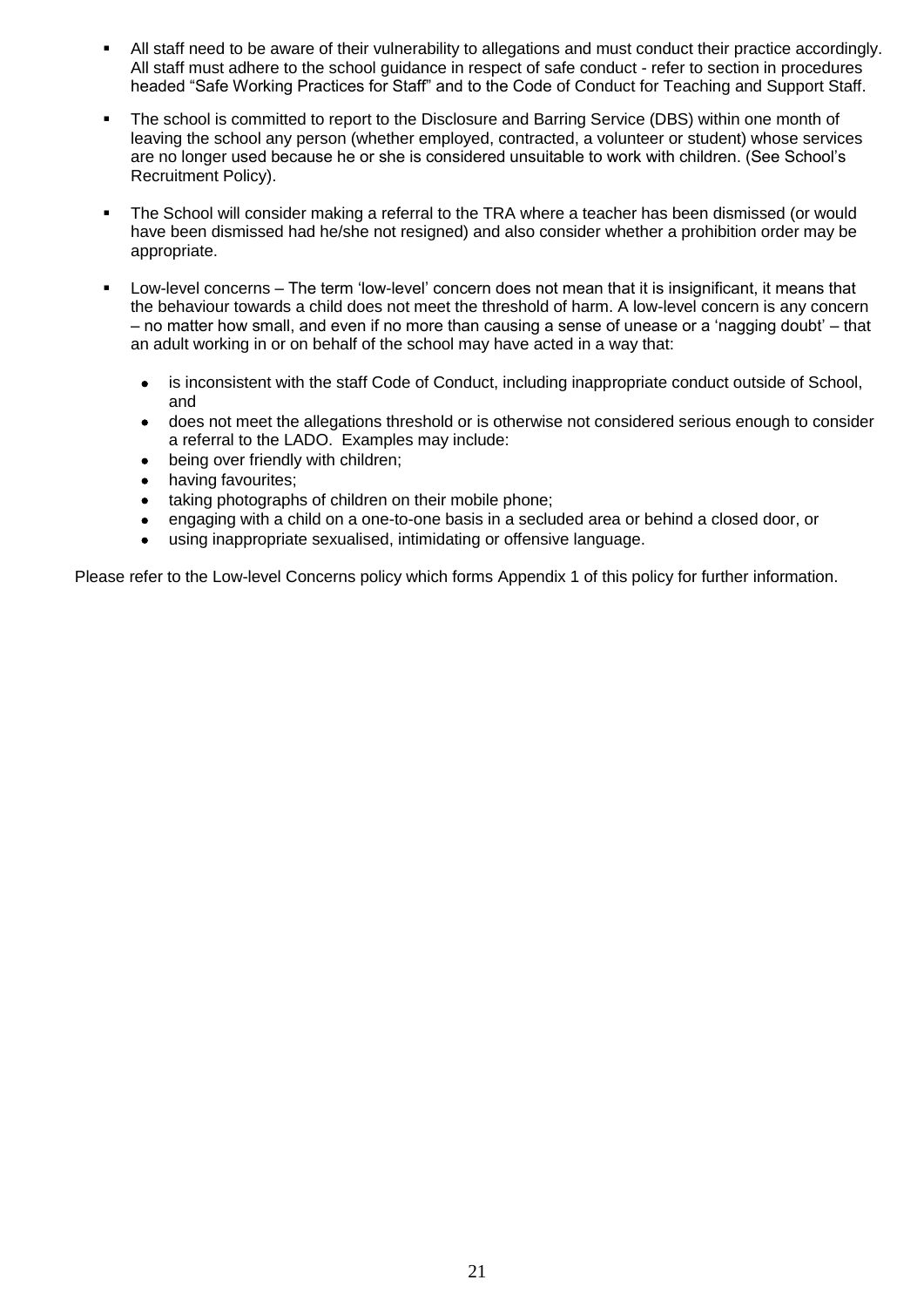- All staff need to be aware of their vulnerability to allegations and must conduct their practice accordingly. All staff must adhere to the school guidance in respect of safe conduct - refer to section in procedures headed "Safe Working Practices for Staff" and to the Code of Conduct for Teaching and Support Staff.

- The school is committed to report to the Disclosure and Barring Service (DBS) within one month of leaving the school any person (whether employed, contracted, a volunteer or student) whose services are no longer used because he or she is considered unsuitable to work with children. (See School's Recruitment Policy).

- The School will consider making a referral to the TRA where a teacher has been dismissed (or would have been dismissed had he/she not resigned) and also consider whether a prohibition order may be appropriate.

- Low-level concerns – The term 'low-level' concern does not mean that it is insignificant, it means that the behaviour towards a child does not meet the threshold of harm. A low-level concern is any concern – no matter how small, and even if no more than causing a sense of unease or a 'nagging doubt' – that an adult working in or on behalf of the school may have acted in a way that:

  - is inconsistent with the staff Code of Conduct, including inappropriate conduct outside of School, and
  - does not meet the allegations threshold or is otherwise not considered serious enough to consider a referral to the LADO. Examples may include:
  - being over friendly with children;
  - having favourites;
  - taking photographs of children on their mobile phone;
  - engaging with a child on a one-to-one basis in a secluded area or behind a closed door, or
  - using inappropriate sexualised, intimidating or offensive language.

Please refer to the Low-level Concerns policy which forms Appendix 1 of this policy for further information.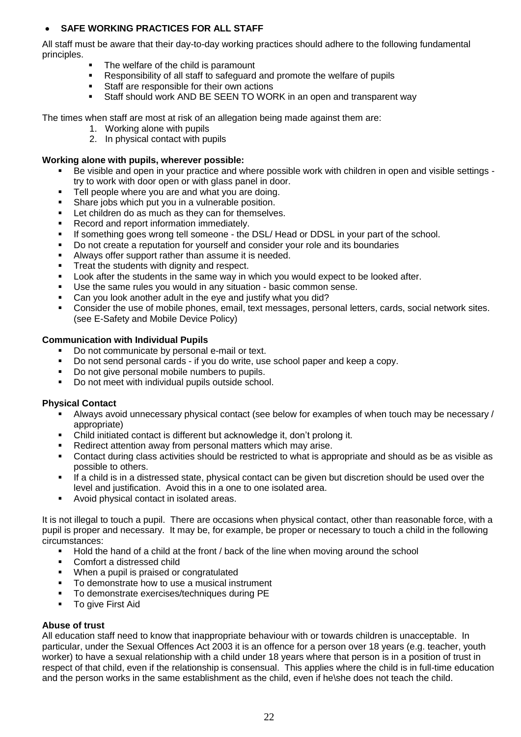- **SAFE WORKING PRACTICES FOR ALL STAFF**

All staff must be aware that their day-to-day working practices should adhere to the following fundamental principles.

- The welfare of the child is paramount
- Responsibility of all staff to safeguard and promote the welfare of pupils
- Staff are responsible for their own actions
- Staff should work AND BE SEEN TO WORK in an open and transparent way

The times when staff are most at risk of an allegation being made against them are:

1. Working alone with pupils
2. In physical contact with pupils

**Working alone with pupils, wherever possible:**

- Be visible and open in your practice and where possible work with children in open and visible settings - try to work with door open or with glass panel in door.
- Tell people where you are and what you are doing.
- Share jobs which put you in a vulnerable position.
- Let children do as much as they can for themselves.
- Record and report information immediately.
- If something goes wrong tell someone - the DSL/ Head or DDSL in your part of the school.
- Do not create a reputation for yourself and consider your role and its boundaries
- Always offer support rather than assume it is needed.
- Treat the students with dignity and respect.
- Look after the students in the same way in which you would expect to be looked after.
- Use the same rules you would in any situation - basic common sense.
- Can you look another adult in the eye and justify what you did?
- Consider the use of mobile phones, email, text messages, personal letters, cards, social network sites. (see E-Safety and Mobile Device Policy)

**Communication with Individual Pupils**

- Do not communicate by personal e-mail or text.
- Do not send personal cards - if you do write, use school paper and keep a copy.
- Do not give personal mobile numbers to pupils.
- Do not meet with individual pupils outside school.

**Physical Contact**

- Always avoid unnecessary physical contact (see below for examples of when touch may be necessary / appropriate)
- Child initiated contact is different but acknowledge it, don't prolong it.
- Redirect attention away from personal matters which may arise.
- Contact during class activities should be restricted to what is appropriate and should as be as visible as possible to others.
- If a child is in a distressed state, physical contact can be given but discretion should be used over the level and justification. Avoid this in a one to one isolated area.
- Avoid physical contact in isolated areas.

It is not illegal to touch a pupil. There are occasions when physical contact, other than reasonable force, with a pupil is proper and necessary. It may be, for example, be proper or necessary to touch a child in the following circumstances:

- Hold the hand of a child at the front / back of the line when moving around the school
- Comfort a distressed child
- When a pupil is praised or congratulated
- To demonstrate how to use a musical instrument
- To demonstrate exercises/techniques during PE
- To give First Aid

**Abuse of trust**

All education staff need to know that inappropriate behaviour with or towards children is unacceptable. In particular, under the Sexual Offences Act 2003 it is an offence for a person over 18 years (e.g. teacher, youth worker) to have a sexual relationship with a child under 18 years where that person is in a position of trust in respect of that child, even if the relationship is consensual. This applies where the child is in full-time education and the person works in the same establishment as the child, even if he\she does not teach the child.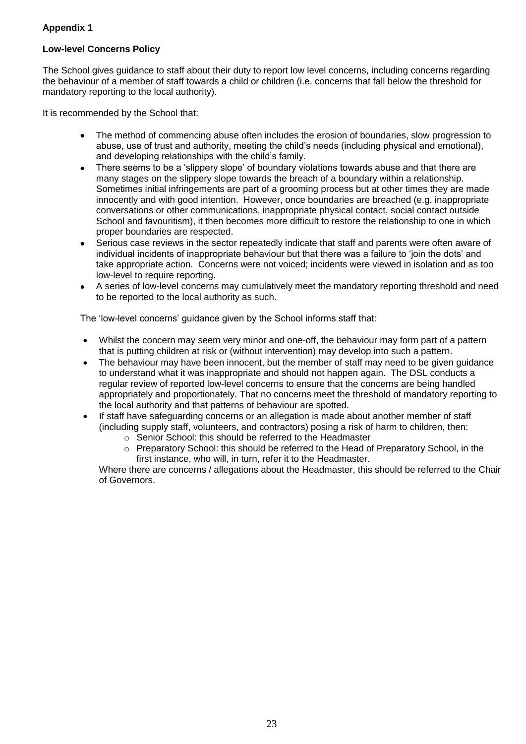**Appendix 1**

**Low-level Concerns Policy**

The School gives guidance to staff about their duty to report low level concerns, including concerns regarding the behaviour of a member of staff towards a child or children (i.e. concerns that fall below the threshold for mandatory reporting to the local authority).

It is recommended by the School that:

- The method of commencing abuse often includes the erosion of boundaries, slow progression to abuse, use of trust and authority, meeting the child's needs (including physical and emotional), and developing relationships with the child's family.
- There seems to be a 'slippery slope' of boundary violations towards abuse and that there are many stages on the slippery slope towards the breach of a boundary within a relationship. Sometimes initial infringements are part of a grooming process but at other times they are made innocently and with good intention. However, once boundaries are breached (e.g. inappropriate conversations or other communications, inappropriate physical contact, social contact outside School and favouritism), it then becomes more difficult to restore the relationship to one in which proper boundaries are respected.
- Serious case reviews in the sector repeatedly indicate that staff and parents were often aware of individual incidents of inappropriate behaviour but that there was a failure to 'join the dots' and take appropriate action. Concerns were not voiced; incidents were viewed in isolation and as too low-level to require reporting.
- A series of low-level concerns may cumulatively meet the mandatory reporting threshold and need to be reported to the local authority as such.

The 'low-level concerns' guidance given by the School informs staff that:

- Whilst the concern may seem very minor and one-off, the behaviour may form part of a pattern that is putting children at risk or (without intervention) may develop into such a pattern.
- The behaviour may have been innocent, but the member of staff may need to be given guidance to understand what it was inappropriate and should not happen again. The DSL conducts a regular review of reported low-level concerns to ensure that the concerns are being handled appropriately and proportionately. That no concerns meet the threshold of mandatory reporting to the local authority and that patterns of behaviour are spotted.
- If staff have safeguarding concerns or an allegation is made about another member of staff (including supply staff, volunteers, and contractors) posing a risk of harm to children, then:
    - Senior School: this should be referred to the Headmaster
    - Preparatory School: this should be referred to the Head of Preparatory School, in the first instance, who will, in turn, refer it to the Headmaster.

  Where there are concerns / allegations about the Headmaster, this should be referred to the Chair of Governors.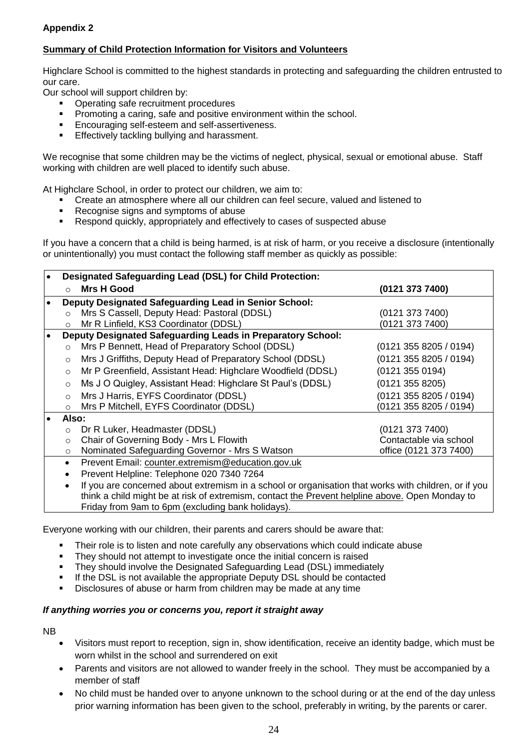**Appendix 2**

**Summary of Child Protection Information for Visitors and Volunteers**

Highclare School is committed to the highest standards in protecting and safeguarding the children entrusted to our care.
Our school will support children by:

- Operating safe recruitment procedures
- Promoting a caring, safe and positive environment within the school.
- Encouraging self-esteem and self-assertiveness.
- Effectively tackling bullying and harassment.

We recognise that some children may be the victims of neglect, physical, sexual or emotional abuse. Staff working with children are well placed to identify such abuse.

At Highclare School, in order to protect our children, we aim to:

- Create an atmosphere where all our children can feel secure, valued and listened to
- Recognise signs and symptoms of abuse
- Respond quickly, appropriately and effectively to cases of suspected abuse

If you have a concern that a child is being harmed, is at risk of harm, or you receive a disclosure (intentionally or unintentionally) you must contact the following staff member as quickly as possible:

| | |
|---|---|
| • **Designated Safeguarding Lead (DSL) for Child Protection:** | |
| ○ **Mrs H Good** | **(0121 373 7400)** |
| • **Deputy Designated Safeguarding Lead in Senior School:** | |
| ○ Mrs S Cassell, Deputy Head: Pastoral (DDSL) | (0121 373 7400) |
| ○ Mr R Linfield, KS3 Coordinator (DDSL) | (0121 373 7400) |
| • **Deputy Designated Safeguarding Leads in Preparatory School:** | |
| ○ Mrs P Bennett, Head of Preparatory School (DDSL) | (0121 355 8205 / 0194) |
| ○ Mrs J Griffiths, Deputy Head of Preparatory School (DDSL) | (0121 355 8205 / 0194) |
| ○ Mr P Greenfield, Assistant Head: Highclare Woodfield (DDSL) | (0121 355 0194) |
| ○ Ms J O Quigley, Assistant Head: Highclare St Paul's (DDSL) | (0121 355 8205) |
| ○ Mrs J Harris, EYFS Coordinator (DDSL) | (0121 355 8205 / 0194) |
| ○ Mrs P Mitchell, EYFS Coordinator (DDSL) | (0121 355 8205 / 0194) |
| • **Also:** | |
| ○ Dr R Luker, Headmaster (DDSL) | (0121 373 7400) |
| ○ Chair of Governing Body - Mrs L Flowith | Contactable via school |
| ○ Nominated Safeguarding Governor - Mrs S Watson | office (0121 373 7400) |
| • Prevent Email: counter.extremism@education.gov.uk | |
| • Prevent Helpline: Telephone 020 7340 7264 | |
| • If you are concerned about extremism in a school or organisation that works with children, or if you think a child might be at risk of extremism, contact the Prevent helpline above. Open Monday to Friday from 9am to 6pm (excluding bank holidays). | |

Everyone working with our children, their parents and carers should be aware that:

- Their role is to listen and note carefully any observations which could indicate abuse
- They should not attempt to investigate once the initial concern is raised
- They should involve the Designated Safeguarding Lead (DSL) immediately
- If the DSL is not available the appropriate Deputy DSL should be contacted
- Disclosures of abuse or harm from children may be made at any time

***If anything worries you or concerns you, report it straight away***

NB

- Visitors must report to reception, sign in, show identification, receive an identity badge, which must be worn whilst in the school and surrendered on exit
- Parents and visitors are not allowed to wander freely in the school. They must be accompanied by a member of staff
- No child must be handed over to anyone unknown to the school during or at the end of the day unless prior warning information has been given to the school, preferably in writing, by the parents or carer.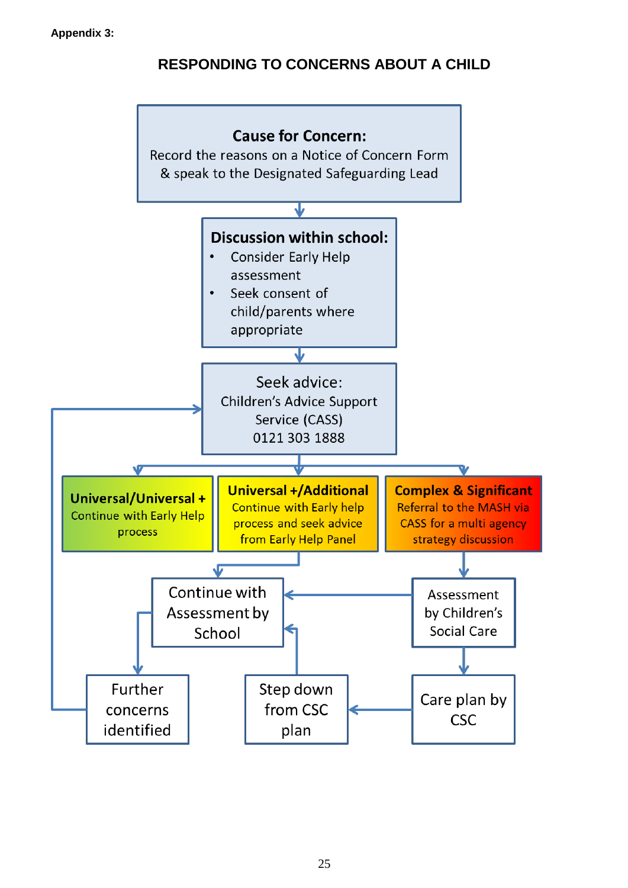**Appendix 3:**

## RESPONDING TO CONCERNS ABOUT A CHILD

**Cause for Concern:**
Record the reasons on a Notice of Concern Form & speak to the Designated Safeguarding Lead

**Discussion within school:**

- Consider Early Help assessment
- Seek consent of child/parents where appropriate

Seek advice:
Children's Advice Support Service (CASS)
0121 303 1888

**Universal/Universal +**
Continue with Early Help process

**Universal +/Additional**
Continue with Early help process and seek advice from Early Help Panel

**Complex & Significant**
Referral to the MASH via CASS for a multi agency strategy discussion

Continue with Assessment by School

Assessment by Children's Social Care

Further concerns identified

Step down from CSC plan

Care plan by CSC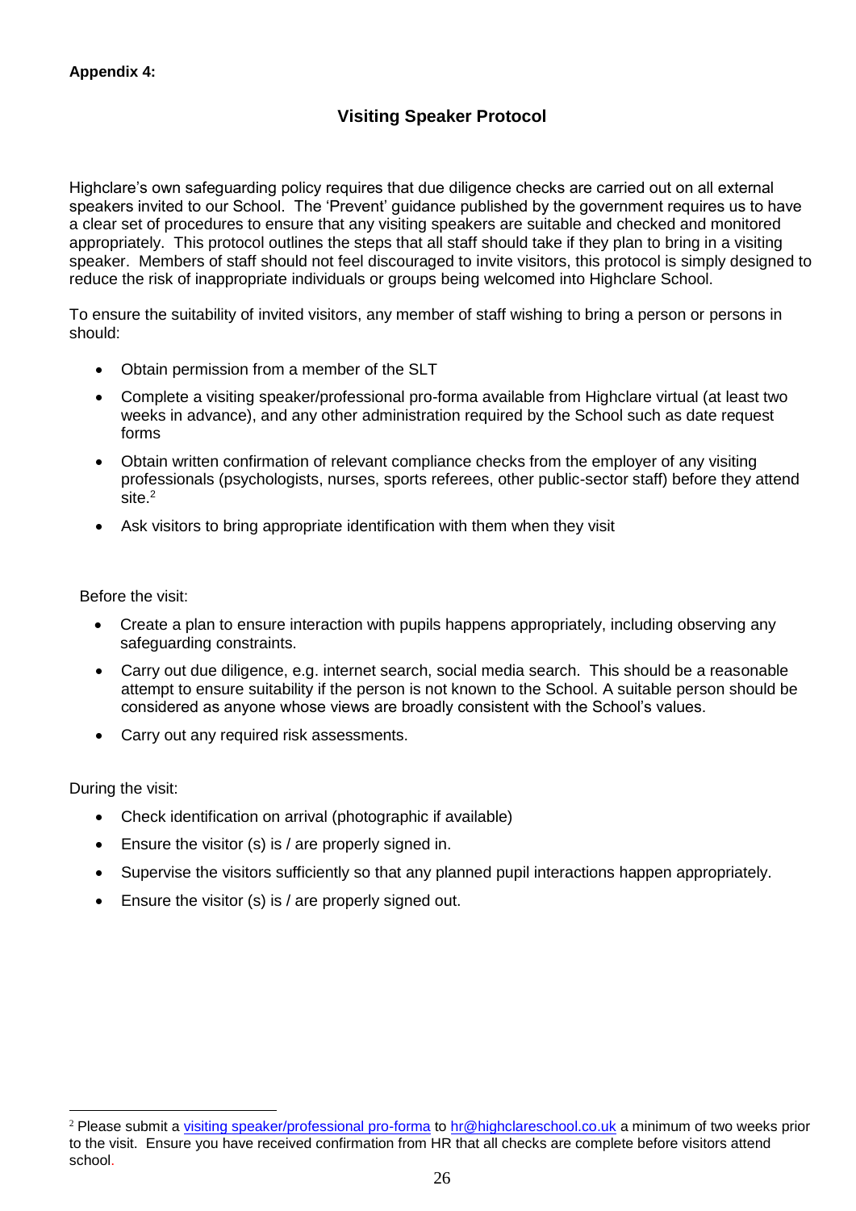**Appendix 4:**

## Visiting Speaker Protocol

Highclare's own safeguarding policy requires that due diligence checks are carried out on all external speakers invited to our School. The 'Prevent' guidance published by the government requires us to have a clear set of procedures to ensure that any visiting speakers are suitable and checked and monitored appropriately. This protocol outlines the steps that all staff should take if they plan to bring in a visiting speaker. Members of staff should not feel discouraged to invite visitors, this protocol is simply designed to reduce the risk of inappropriate individuals or groups being welcomed into Highclare School.

To ensure the suitability of invited visitors, any member of staff wishing to bring a person or persons in should:

- Obtain permission from a member of the SLT
- Complete a visiting speaker/professional pro-forma available from Highclare virtual (at least two weeks in advance), and any other administration required by the School such as date request forms
- Obtain written confirmation of relevant compliance checks from the employer of any visiting professionals (psychologists, nurses, sports referees, other public-sector staff) before they attend site.[2]
- Ask visitors to bring appropriate identification with them when they visit

Before the visit:

- Create a plan to ensure interaction with pupils happens appropriately, including observing any safeguarding constraints.
- Carry out due diligence, e.g. internet search, social media search. This should be a reasonable attempt to ensure suitability if the person is not known to the School. A suitable person should be considered as anyone whose views are broadly consistent with the School's values.
- Carry out any required risk assessments.

During the visit:

- Check identification on arrival (photographic if available)
- Ensure the visitor (s) is / are properly signed in.
- Supervise the visitors sufficiently so that any planned pupil interactions happen appropriately.
- Ensure the visitor (s) is / are properly signed out.

---

[2] Please submit a visiting speaker/professional pro-forma to hr@highclareschool.co.uk a minimum of two weeks prior to the visit. Ensure you have received confirmation from HR that all checks are complete before visitors attend school.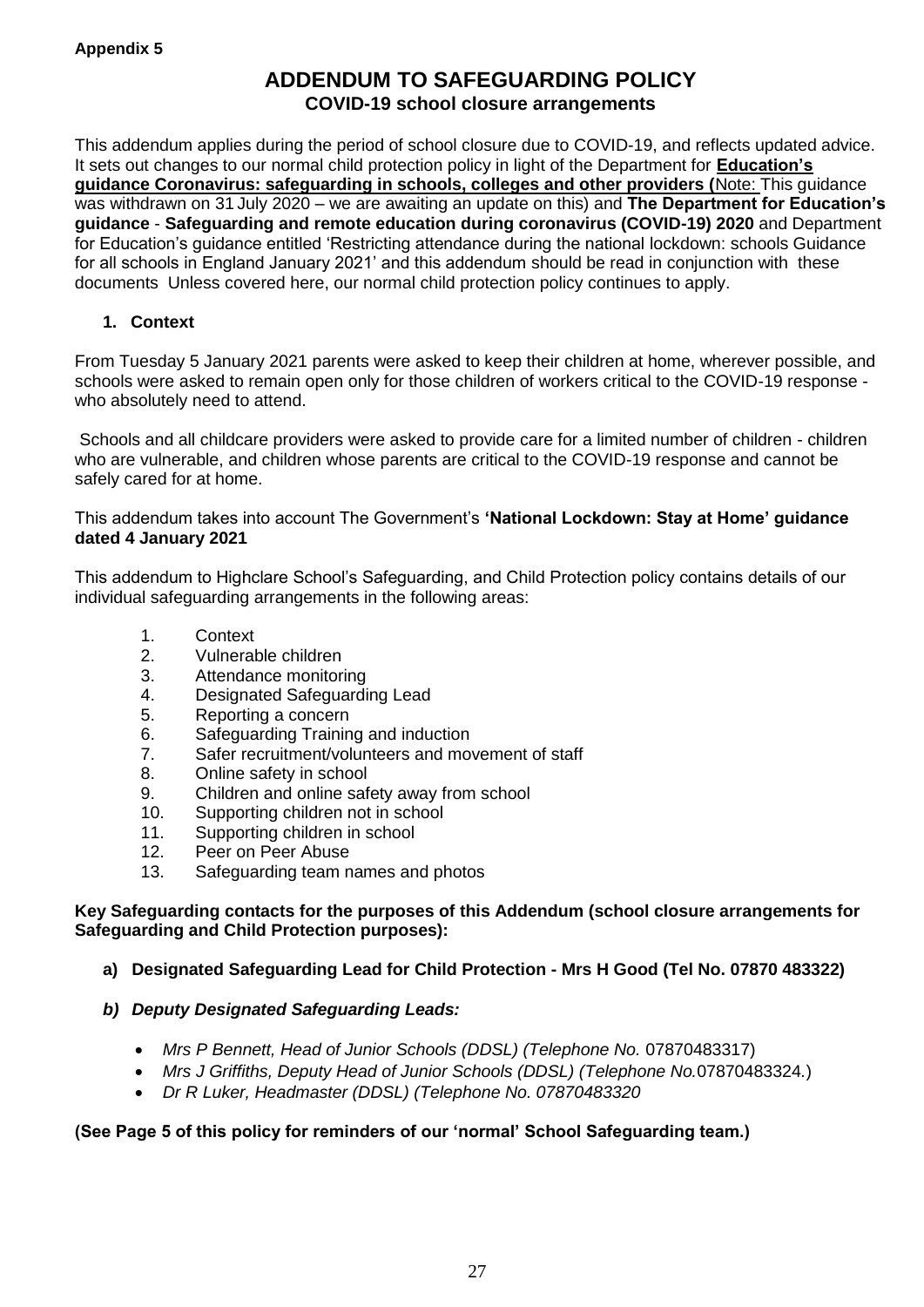**Appendix 5**

# ADDENDUM TO SAFEGUARDING POLICY

## COVID-19 school closure arrangements

This addendum applies during the period of school closure due to COVID-19, and reflects updated advice. It sets out changes to our normal child protection policy in light of the Department for **Education's guidance Coronavirus: safeguarding in schools, colleges and other providers (**Note: This guidance was withdrawn on 31 July 2020 – we are awaiting an update on this) and **The Department for Education's guidance** - **Safeguarding and remote education during coronavirus (COVID-19) 2020** and Department for Education's guidance entitled 'Restricting attendance during the national lockdown: schools Guidance for all schools in England January 2021' and this addendum should be read in conjunction with these documents Unless covered here, our normal child protection policy continues to apply.

### 1. Context

From Tuesday 5 January 2021 parents were asked to keep their children at home, wherever possible, and schools were asked to remain open only for those children of workers critical to the COVID-19 response - who absolutely need to attend.

Schools and all childcare providers were asked to provide care for a limited number of children - children who are vulnerable, and children whose parents are critical to the COVID-19 response and cannot be safely cared for at home.

This addendum takes into account The Government's **'National Lockdown: Stay at Home' guidance dated 4 January 2021**

This addendum to Highclare School's Safeguarding, and Child Protection policy contains details of our individual safeguarding arrangements in the following areas:

1. Context
2. Vulnerable children
3. Attendance monitoring
4. Designated Safeguarding Lead
5. Reporting a concern
6. Safeguarding Training and induction
7. Safer recruitment/volunteers and movement of staff
8. Online safety in school
9. Children and online safety away from school
10. Supporting children not in school
11. Supporting children in school
12. Peer on Peer Abuse
13. Safeguarding team names and photos

**Key Safeguarding contacts for the purposes of this Addendum (school closure arrangements for Safeguarding and Child Protection purposes):**

**a) Designated Safeguarding Lead for Child Protection - Mrs H Good (Tel No. 07870 483322)**

***b) Deputy Designated Safeguarding Leads:***

- *Mrs P Bennett, Head of Junior Schools (DDSL) (Telephone No.* 07870483317)
- *Mrs J Griffiths, Deputy Head of Junior Schools (DDSL) (Telephone No.*07870483324.)
- *Dr R Luker, Headmaster (DDSL) (Telephone No. 07870483320*

**(See Page 5 of this policy for reminders of our 'normal' School Safeguarding team.)**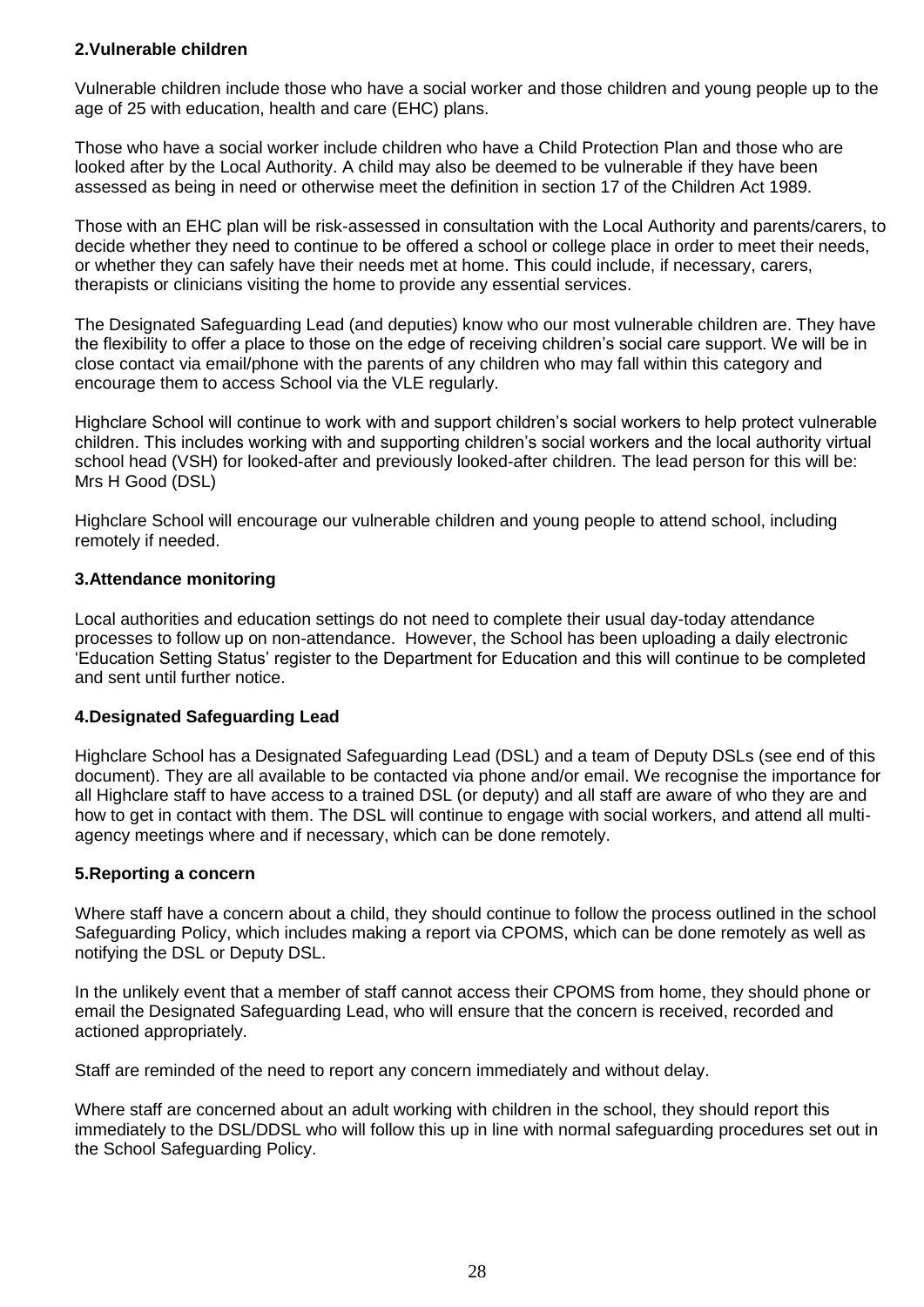## 2.Vulnerable children

Vulnerable children include those who have a social worker and those children and young people up to the age of 25 with education, health and care (EHC) plans.

Those who have a social worker include children who have a Child Protection Plan and those who are looked after by the Local Authority. A child may also be deemed to be vulnerable if they have been assessed as being in need or otherwise meet the definition in section 17 of the Children Act 1989.

Those with an EHC plan will be risk-assessed in consultation with the Local Authority and parents/carers, to decide whether they need to continue to be offered a school or college place in order to meet their needs, or whether they can safely have their needs met at home. This could include, if necessary, carers, therapists or clinicians visiting the home to provide any essential services.

The Designated Safeguarding Lead (and deputies) know who our most vulnerable children are. They have the flexibility to offer a place to those on the edge of receiving children's social care support. We will be in close contact via email/phone with the parents of any children who may fall within this category and encourage them to access School via the VLE regularly.

Highclare School will continue to work with and support children's social workers to help protect vulnerable children. This includes working with and supporting children's social workers and the local authority virtual school head (VSH) for looked-after and previously looked-after children. The lead person for this will be: Mrs H Good (DSL)

Highclare School will encourage our vulnerable children and young people to attend school, including remotely if needed.

## 3.Attendance monitoring

Local authorities and education settings do not need to complete their usual day-today attendance processes to follow up on non-attendance. However, the School has been uploading a daily electronic 'Education Setting Status' register to the Department for Education and this will continue to be completed and sent until further notice.

## 4.Designated Safeguarding Lead

Highclare School has a Designated Safeguarding Lead (DSL) and a team of Deputy DSLs (see end of this document). They are all available to be contacted via phone and/or email. We recognise the importance for all Highclare staff to have access to a trained DSL (or deputy) and all staff are aware of who they are and how to get in contact with them. The DSL will continue to engage with social workers, and attend all multi-agency meetings where and if necessary, which can be done remotely.

## 5.Reporting a concern

Where staff have a concern about a child, they should continue to follow the process outlined in the school Safeguarding Policy, which includes making a report via CPOMS, which can be done remotely as well as notifying the DSL or Deputy DSL.

In the unlikely event that a member of staff cannot access their CPOMS from home, they should phone or email the Designated Safeguarding Lead, who will ensure that the concern is received, recorded and actioned appropriately.

Staff are reminded of the need to report any concern immediately and without delay.

Where staff are concerned about an adult working with children in the school, they should report this immediately to the DSL/DDSL who will follow this up in line with normal safeguarding procedures set out in the School Safeguarding Policy.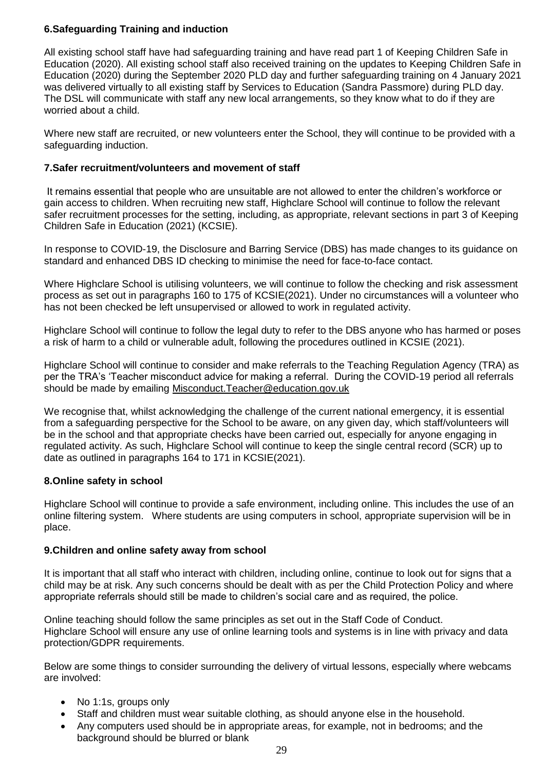## 6.Safeguarding Training and induction

All existing school staff have had safeguarding training and have read part 1 of Keeping Children Safe in Education (2020). All existing school staff also received training on the updates to Keeping Children Safe in Education (2020) during the September 2020 PLD day and further safeguarding training on 4 January 2021 was delivered virtually to all existing staff by Services to Education (Sandra Passmore) during PLD day. The DSL will communicate with staff any new local arrangements, so they know what to do if they are worried about a child.

Where new staff are recruited, or new volunteers enter the School, they will continue to be provided with a safeguarding induction.

## 7.Safer recruitment/volunteers and movement of staff

It remains essential that people who are unsuitable are not allowed to enter the children's workforce or gain access to children. When recruiting new staff, Highclare School will continue to follow the relevant safer recruitment processes for the setting, including, as appropriate, relevant sections in part 3 of Keeping Children Safe in Education (2021) (KCSIE).

In response to COVID-19, the Disclosure and Barring Service (DBS) has made changes to its guidance on standard and enhanced DBS ID checking to minimise the need for face-to-face contact.

Where Highclare School is utilising volunteers, we will continue to follow the checking and risk assessment process as set out in paragraphs 160 to 175 of KCSIE(2021). Under no circumstances will a volunteer who has not been checked be left unsupervised or allowed to work in regulated activity.

Highclare School will continue to follow the legal duty to refer to the DBS anyone who has harmed or poses a risk of harm to a child or vulnerable adult, following the procedures outlined in KCSIE (2021).

Highclare School will continue to consider and make referrals to the Teaching Regulation Agency (TRA) as per the TRA's 'Teacher misconduct advice for making a referral. During the COVID-19 period all referrals should be made by emailing Misconduct.Teacher@education.gov.uk

We recognise that, whilst acknowledging the challenge of the current national emergency, it is essential from a safeguarding perspective for the School to be aware, on any given day, which staff/volunteers will be in the school and that appropriate checks have been carried out, especially for anyone engaging in regulated activity. As such, Highclare School will continue to keep the single central record (SCR) up to date as outlined in paragraphs 164 to 171 in KCSIE(2021).

## 8.Online safety in school

Highclare School will continue to provide a safe environment, including online. This includes the use of an online filtering system. Where students are using computers in school, appropriate supervision will be in place.

## 9.Children and online safety away from school

It is important that all staff who interact with children, including online, continue to look out for signs that a child may be at risk. Any such concerns should be dealt with as per the Child Protection Policy and where appropriate referrals should still be made to children's social care and as required, the police.

Online teaching should follow the same principles as set out in the Staff Code of Conduct.
Highclare School will ensure any use of online learning tools and systems is in line with privacy and data protection/GDPR requirements.

Below are some things to consider surrounding the delivery of virtual lessons, especially where webcams are involved:

- No 1:1s, groups only
- Staff and children must wear suitable clothing, as should anyone else in the household.
- Any computers used should be in appropriate areas, for example, not in bedrooms; and the background should be blurred or blank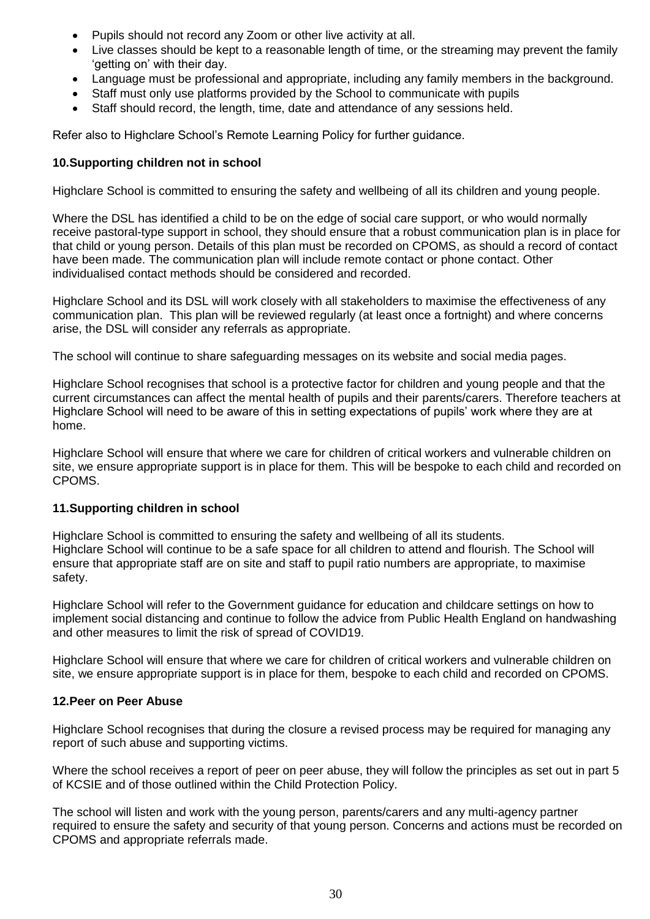- Pupils should not record any Zoom or other live activity at all.
- Live classes should be kept to a reasonable length of time, or the streaming may prevent the family 'getting on' with their day.
- Language must be professional and appropriate, including any family members in the background.
- Staff must only use platforms provided by the School to communicate with pupils
- Staff should record, the length, time, date and attendance of any sessions held.

Refer also to Highclare School's Remote Learning Policy for further guidance.

**10.Supporting children not in school**

Highclare School is committed to ensuring the safety and wellbeing of all its children and young people.

Where the DSL has identified a child to be on the edge of social care support, or who would normally receive pastoral-type support in school, they should ensure that a robust communication plan is in place for that child or young person. Details of this plan must be recorded on CPOMS, as should a record of contact have been made. The communication plan will include remote contact or phone contact. Other individualised contact methods should be considered and recorded.

Highclare School and its DSL will work closely with all stakeholders to maximise the effectiveness of any communication plan. This plan will be reviewed regularly (at least once a fortnight) and where concerns arise, the DSL will consider any referrals as appropriate.

The school will continue to share safeguarding messages on its website and social media pages.

Highclare School recognises that school is a protective factor for children and young people and that the current circumstances can affect the mental health of pupils and their parents/carers. Therefore teachers at Highclare School will need to be aware of this in setting expectations of pupils' work where they are at home.

Highclare School will ensure that where we care for children of critical workers and vulnerable children on site, we ensure appropriate support is in place for them. This will be bespoke to each child and recorded on CPOMS.

**11.Supporting children in school**

Highclare School is committed to ensuring the safety and wellbeing of all its students.
Highclare School will continue to be a safe space for all children to attend and flourish. The School will ensure that appropriate staff are on site and staff to pupil ratio numbers are appropriate, to maximise safety.

Highclare School will refer to the Government guidance for education and childcare settings on how to implement social distancing and continue to follow the advice from Public Health England on handwashing and other measures to limit the risk of spread of COVID19.

Highclare School will ensure that where we care for children of critical workers and vulnerable children on site, we ensure appropriate support is in place for them, bespoke to each child and recorded on CPOMS.

**12.Peer on Peer Abuse**

Highclare School recognises that during the closure a revised process may be required for managing any report of such abuse and supporting victims.

Where the school receives a report of peer on peer abuse, they will follow the principles as set out in part 5 of KCSIE and of those outlined within the Child Protection Policy.

The school will listen and work with the young person, parents/carers and any multi-agency partner required to ensure the safety and security of that young person. Concerns and actions must be recorded on CPOMS and appropriate referrals made.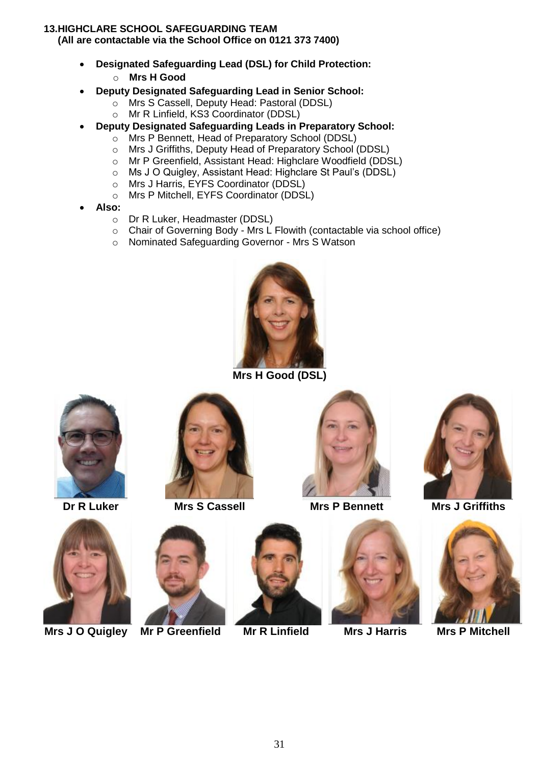## 13. HIGHCLARE SCHOOL SAFEGUARDING TEAM

**(All are contactable via the School Office on 0121 373 7400)**

- **Designated Safeguarding Lead (DSL) for Child Protection:**
  - **Mrs H Good**
- **Deputy Designated Safeguarding Lead in Senior School:**
  - Mrs S Cassell, Deputy Head: Pastoral (DDSL)
  - Mr R Linfield, KS3 Coordinator (DDSL)
- **Deputy Designated Safeguarding Leads in Preparatory School:**
  - Mrs P Bennett, Head of Preparatory School (DDSL)
  - Mrs J Griffiths, Deputy Head of Preparatory School (DDSL)
  - Mr P Greenfield, Assistant Head: Highclare Woodfield (DDSL)
  - Ms J O Quigley, Assistant Head: Highclare St Paul's (DDSL)
  - Mrs J Harris, EYFS Coordinator (DDSL)
  - Mrs P Mitchell, EYFS Coordinator (DDSL)
- **Also:**
  - Dr R Luker, Headmaster (DDSL)
  - Chair of Governing Body - Mrs L Flowith (contactable via school office)
  - Nominated Safeguarding Governor - Mrs S Watson

**Mrs H Good (DSL)**

**Dr R Luker** **Mrs S Cassell** **Mrs P Bennett** **Mrs J Griffiths**

**Mrs J O Quigley** **Mr P Greenfield** **Mr R Linfield** **Mrs J Harris** **Mrs P Mitchell**